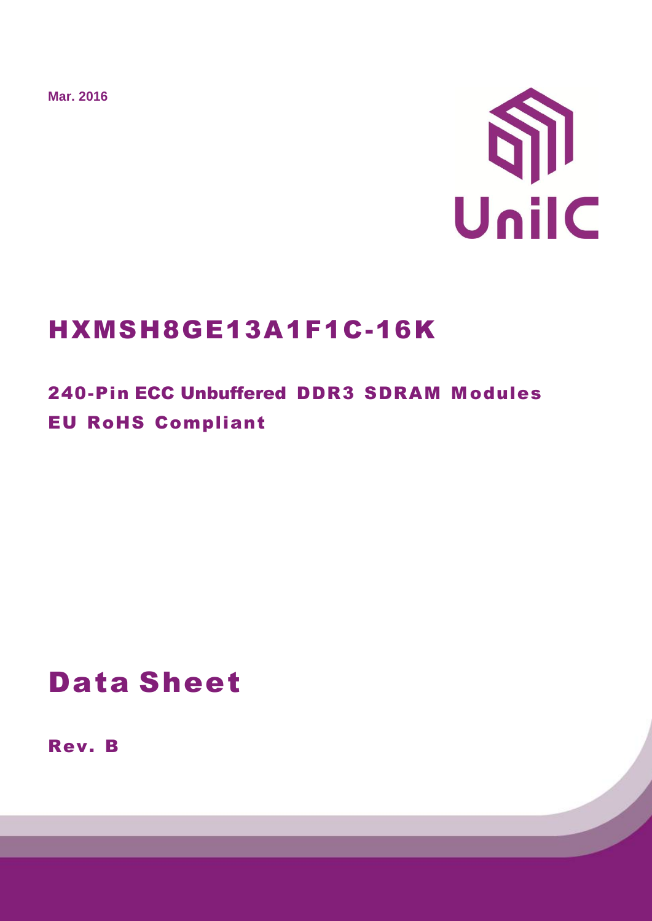Mar. 2016

UniIC

# HXMSH8GE13A1F1C-16K

## 240-Pin ECC Unbuffered DDR3 SDRAM Modules

## EU RoHS Compliant

# Data Sheet

**Rev. B**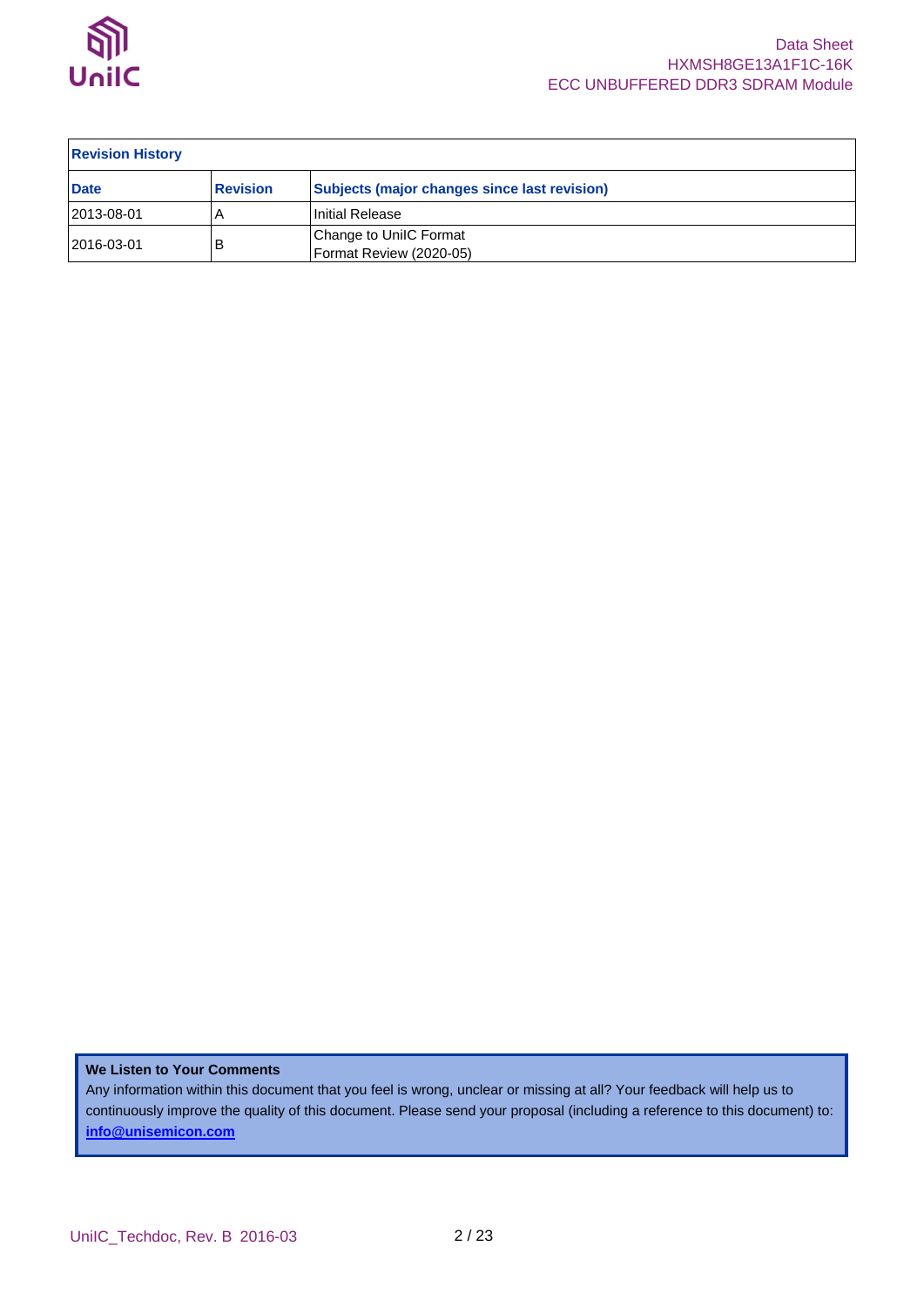| Revision History | | |
|---|---|---|
| **Date** | **Revision** | **Subjects (major changes since last revision)** |
| 2013-08-01 | A | Initial Release |
| 2016-03-01 | B | Change to UniIC Format<br>Format Review (2020-05) |

**We Listen to Your Comments**

Any information within this document that you feel is wrong, unclear or missing at all? Your feedback will help us to continuously improve the quality of this document. Please send your proposal (including a reference to this document) to: **info@unisemicon.com**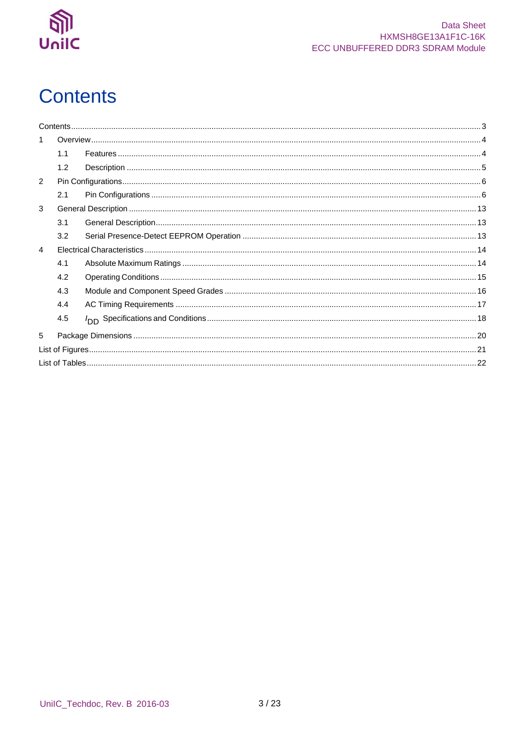# Contents

Contents .......................................................... 3

1 Overview .......................................................... 4

 1.1 Features .......................................................... 4

 1.2 Description .......................................................... 5

2 Pin Configurations .......................................................... 6

 2.1 Pin Configurations .......................................................... 6

3 General Description .......................................................... 13

 3.1 General Description .......................................................... 13

 3.2 Serial Presence-Detect EEPROM Operation .......................................................... 13

4 Electrical Characteristics .......................................................... 14

 4.1 Absolute Maximum Ratings .......................................................... 14

 4.2 Operating Conditions .......................................................... 15

 4.3 Module and Component Speed Grades .......................................................... 16

 4.4 AC Timing Requirements .......................................................... 17

 4.5 $I_{DD}$ Specifications and Conditions .......................................................... 18

5 Package Dimensions .......................................................... 20

List of Figures .......................................................... 21

List of Tables .......................................................... 22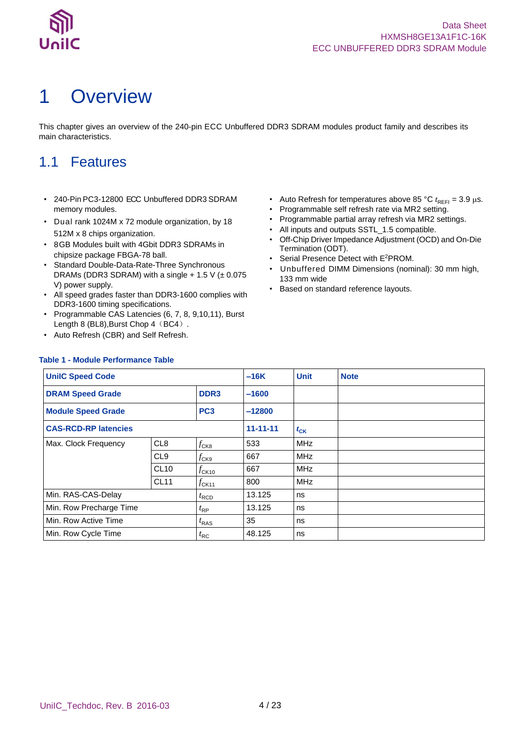# 1 Overview

This chapter gives an overview of the 240-pin ECC Unbuffered DDR3 SDRAM modules product family and describes its main characteristics.

## 1.1 Features

- 240-Pin PC3-12800 ECC Unbuffered DDR3 SDRAM memory modules.
- Dual rank 1024M x 72 module organization, by 18 512M x 8 chips organization.
- 8GB Modules built with 4Gbit DDR3 SDRAMs in chipsize package FBGA-78 ball.
- Standard Double-Data-Rate-Three Synchronous DRAMs (DDR3 SDRAM) with a single + 1.5 V (± 0.075 V) power supply.
- All speed grades faster than DDR3-1600 complies with DDR3-1600 timing specifications.
- Programmable CAS Latencies (6, 7, 8, 9,10,11), Burst Length 8 (BL8),Burst Chop 4（BC4）.
- Auto Refresh (CBR) and Self Refresh.
- Auto Refresh for temperatures above 85 °C $t_{REFI}$ = 3.9 µs.
- Programmable self refresh rate via MR2 setting.
- Programmable partial array refresh via MR2 settings.
- All inputs and outputs SSTL_1.5 compatible.
- Off-Chip Driver Impedance Adjustment (OCD) and On-Die Termination (ODT).
- Serial Presence Detect with $E^2$PROM.
- Unbuffered DIMM Dimensions (nominal): 30 mm high, 133 mm wide
- Based on standard reference layouts.

**Table 1 - Module Performance Table**

| **UnilC Speed Code** | | | **–16K** | **Unit** | **Note** |
|---|---|---|---|---|---|
| **DRAM Speed Grade** | | **DDR3** | **–1600** | | |
| **Module Speed Grade** | | **PC3** | **–12800** | | |
| **CAS-RCD-RP latencies** | | | **11-11-11** | $t_{CK}$ | |
| Max. Clock Frequency | CL8 | $f_{CK8}$ | 533 | MHz | |
| | CL9 | $f_{CK9}$ | 667 | MHz | |
| | CL10 | $f_{CK10}$ | 667 | MHz | |
| | CL11 | $f_{CK11}$ | 800 | MHz | |
| Min. RAS-CAS-Delay | | $t_{RCD}$ | 13.125 | ns | |
| Min. Row Precharge Time | | $t_{RP}$ | 13.125 | ns | |
| Min. Row Active Time | | $t_{RAS}$ | 35 | ns | |
| Min. Row Cycle Time | | $t_{RC}$ | 48.125 | ns | |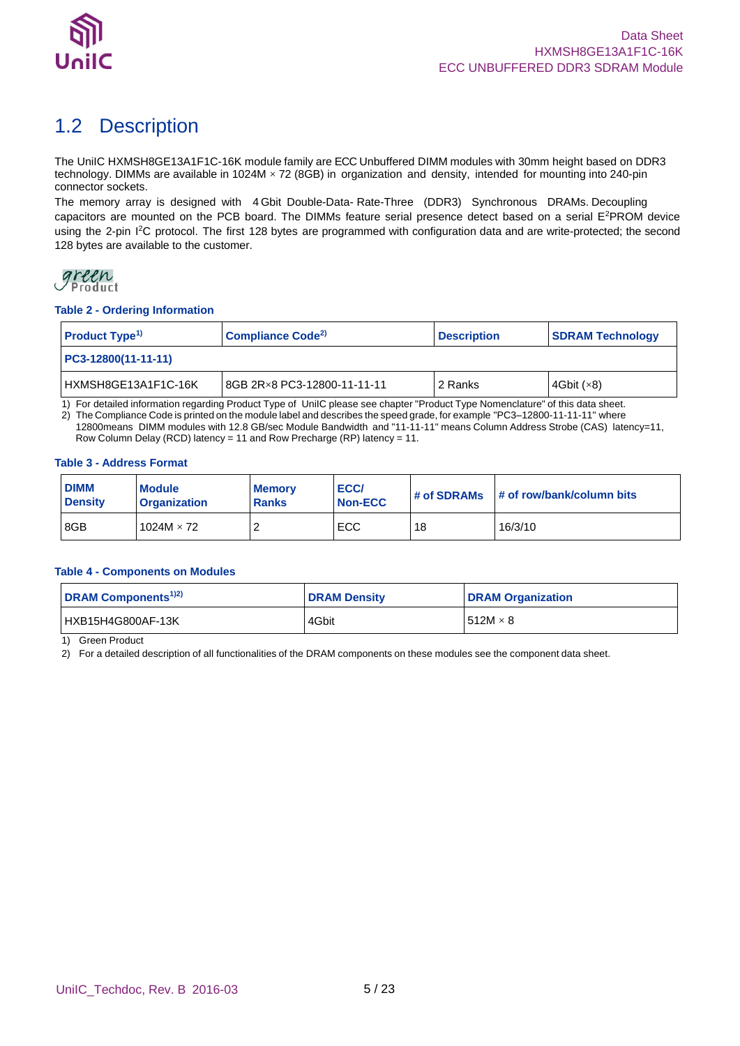## 1.2 Description

The UniIC HXMSH8GE13A1F1C-16K module family are ECC Unbuffered DIMM modules with 30mm height based on DDR3 technology. DIMMs are available in 1024M × 72 (8GB) in organization and density, intended for mounting into 240-pin connector sockets.

The memory array is designed with 4 Gbit Double-Data- Rate-Three (DDR3) Synchronous DRAMs. Decoupling capacitors are mounted on the PCB board. The DIMMs feature serial presence detect based on a serial $E^2$PROM device using the 2-pin $I^2$C protocol. The first 128 bytes are programmed with configuration data and are write-protected; the second 128 bytes are available to the customer.

green Product

**Table 2 - Ordering Information**

| Product Type[1)] | Compliance Code[2)] | Description | SDRAM Technology |
|---|---|---|---|
| **PC3-12800(11-11-11)** | | | |
| HXMSH8GE13A1F1C-16K | 8GB 2R×8 PC3-12800-11-11-11 | 2 Ranks | 4Gbit (×8) |

1) For detailed information regarding Product Type of UniIC please see chapter "Product Type Nomenclature" of this data sheet.
2) The Compliance Code is printed on the module label and describes the speed grade, for example "PC3–12800-11-11-11" where 12800means DIMM modules with 12.8 GB/sec Module Bandwidth and "11-11-11" means Column Address Strobe (CAS) latency=11, Row Column Delay (RCD) latency = 11 and Row Precharge (RP) latency = 11.

**Table 3 - Address Format**

| DIMM Density | Module Organization | Memory Ranks | ECC/ Non-ECC | # of SDRAMs | # of row/bank/column bits |
|---|---|---|---|---|---|
| 8GB | 1024M × 72 | 2 | ECC | 18 | 16/3/10 |

**Table 4 - Components on Modules**

| DRAM Components[1)2)] | DRAM Density | DRAM Organization |
|---|---|---|
| HXB15H4G800AF-13K | 4Gbit | 512M × 8 |

1) Green Product
2) For a detailed description of all functionalities of the DRAM components on these modules see the component data sheet.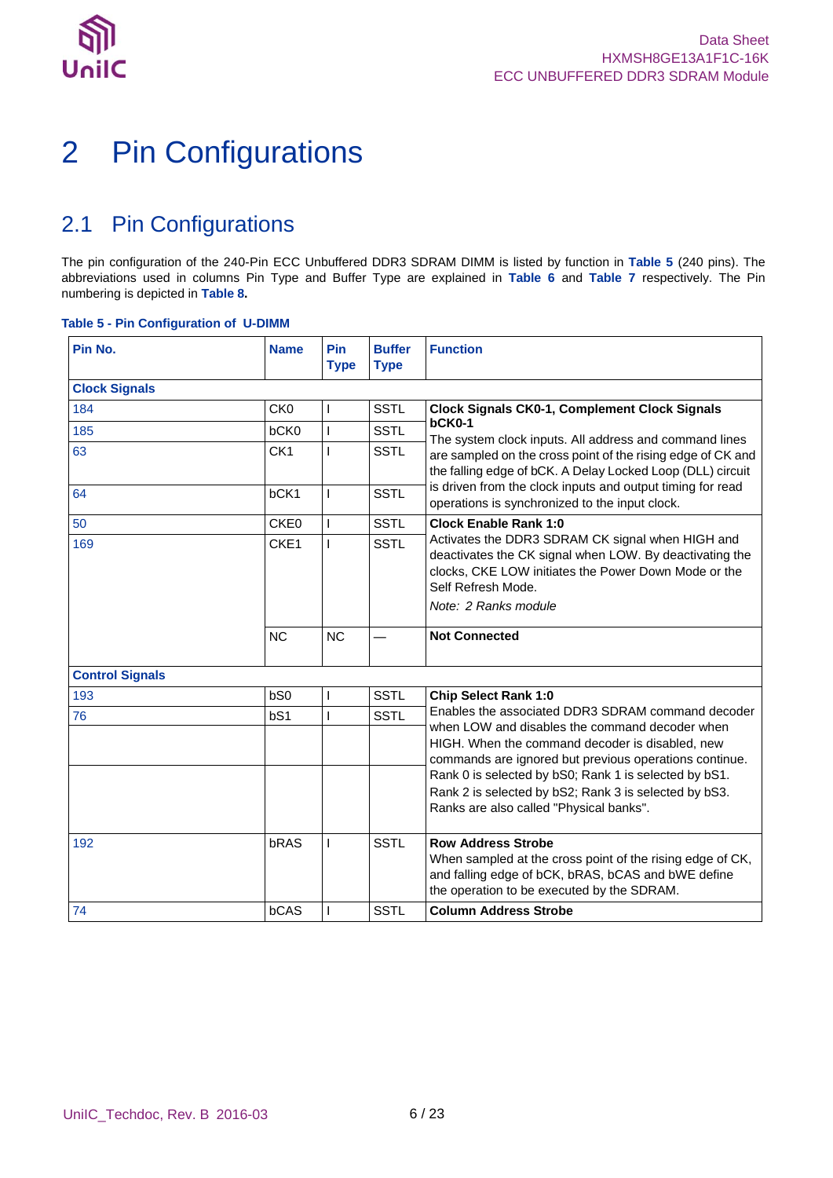// Pin Configurations

## 2.1 Pin Configurations

The pin configuration of the 240-Pin ECC Unbuffered DDR3 SDRAM DIMM is listed by function in **Table 5** (240 pins). The abbreviations used in columns Pin Type and Buffer Type are explained in **Table 6** and **Table 7** respectively. The Pin numbering is depicted in **Table 8.**

**Table 5 - Pin Configuration of U-DIMM**

| Pin No. | Name | Pin Type | Buffer Type | Function |
|---|---|---|---|---|
| **Clock Signals** | | | | |
| 184 | CK0 | I | SSTL | **Clock Signals CK0-1, Complement Clock Signals bCK0-1** The system clock inputs. All address and command lines are sampled on the cross point of the rising edge of CK and the falling edge of bCK. A Delay Locked Loop (DLL) circuit is driven from the clock inputs and output timing for read operations is synchronized to the input clock. |
| 185 | bCK0 | I | SSTL | |
| 63 | CK1 | I | SSTL | |
| 64 | bCK1 | I | SSTL | |
| 50 | CKE0 | I | SSTL | **Clock Enable Rank 1:0** Activates the DDR3 SDRAM CK signal when HIGH and deactivates the CK signal when LOW. By deactivating the clocks, CKE LOW initiates the Power Down Mode or the Self Refresh Mode. *Note: 2 Ranks module* |
| 169 | CKE1 | I | SSTL | |
| | NC | NC | — | **Not Connected** |
| **Control Signals** | | | | |
| 193 | bS0 | I | SSTL | **Chip Select Rank 1:0** Enables the associated DDR3 SDRAM command decoder when LOW and disables the command decoder when HIGH. When the command decoder is disabled, new commands are ignored but previous operations continue. Rank 0 is selected by bS0; Rank 1 is selected by bS1. Rank 2 is selected by bS2; Rank 3 is selected by bS3. Ranks are also called "Physical banks". |
| 76 | bS1 | I | SSTL | |
| | | | | |
| | | | | |
| 192 | bRAS | I | SSTL | **Row Address Strobe** When sampled at the cross point of the rising edge of CK, and falling edge of bCK, bRAS, bCAS and bWE define the operation to be executed by the SDRAM. |
| 74 | bCAS | I | SSTL | **Column Address Strobe** |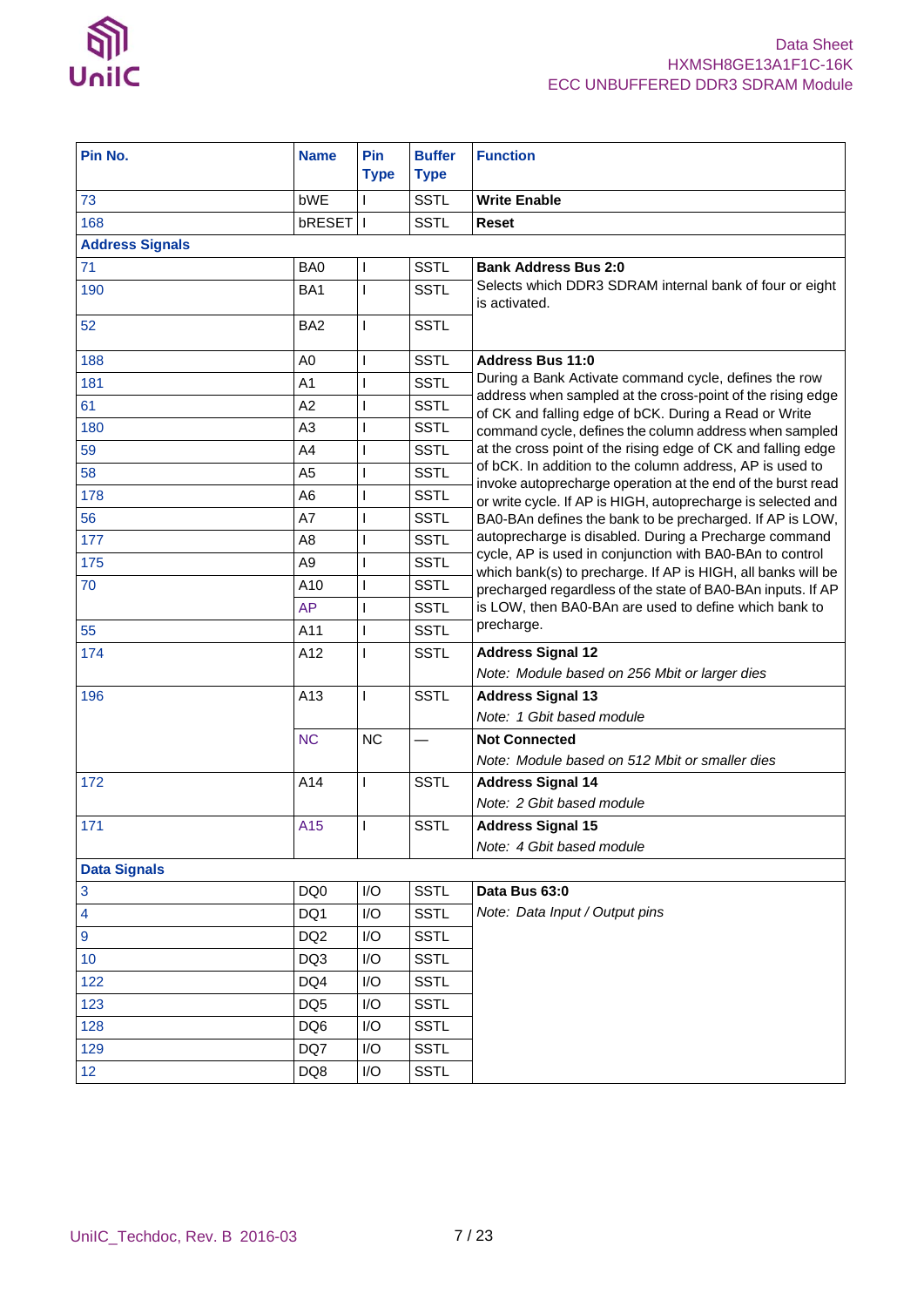| Pin No. | Name | Pin Type | Buffer Type | Function |
|---|---|---|---|---|
| 73 | bWE | I | SSTL | **Write Enable** |
| 168 | bRESET | I | SSTL | **Reset** |
| **Address Signals** | | | | |
| 71 | BA0 | I | SSTL | **Bank Address Bus 2:0** Selects which DDR3 SDRAM internal bank of four or eight is activated. |
| 190 | BA1 | I | SSTL | |
| 52 | BA2 | I | SSTL | |
| 188 | A0 | I | SSTL | **Address Bus 11:0** During a Bank Activate command cycle, defines the row address when sampled at the cross-point of the rising edge of CK and falling edge of bCK. During a Read or Write command cycle, defines the column address when sampled at the cross point of the rising edge of CK and falling edge of bCK. In addition to the column address, AP is used to invoke autoprecharge operation at the end of the burst read or write cycle. If AP is HIGH, autoprecharge is selected and BA0-BAn defines the bank to be precharged. If AP is LOW, autoprecharge is disabled. During a Precharge command cycle, AP is used in conjunction with BA0-BAn to control which bank(s) to precharge. If AP is HIGH, all banks will be precharged regardless of the state of BA0-BAn inputs. If AP is LOW, then BA0-BAn are used to define which bank to precharge. |
| 181 | A1 | I | SSTL | |
| 61 | A2 | I | SSTL | |
| 180 | A3 | I | SSTL | |
| 59 | A4 | I | SSTL | |
| 58 | A5 | I | SSTL | |
| 178 | A6 | I | SSTL | |
| 56 | A7 | I | SSTL | |
| 177 | A8 | I | SSTL | |
| 175 | A9 | I | SSTL | |
| 70 | A10 | I | SSTL | |
| | AP | I | SSTL | |
| 55 | A11 | I | SSTL | |
| 174 | A12 | I | SSTL | **Address Signal 12** *Note: Module based on 256 Mbit or larger dies* |
| 196 | A13 | I | SSTL | **Address Signal 13** *Note: 1 Gbit based module* |
| | NC | NC | — | **Not Connected** *Note: Module based on 512 Mbit or smaller dies* |
| 172 | A14 | I | SSTL | **Address Signal 14** *Note: 2 Gbit based module* |
| 171 | A15 | I | SSTL | **Address Signal 15** *Note: 4 Gbit based module* |
| **Data Signals** | | | | |
| 3 | DQ0 | I/O | SSTL | **Data Bus 63:0** *Note: Data Input / Output pins* |
| 4 | DQ1 | I/O | SSTL | |
| 9 | DQ2 | I/O | SSTL | |
| 10 | DQ3 | I/O | SSTL | |
| 122 | DQ4 | I/O | SSTL | |
| 123 | DQ5 | I/O | SSTL | |
| 128 | DQ6 | I/O | SSTL | |
| 129 | DQ7 | I/O | SSTL | |
| 12 | DQ8 | I/O | SSTL | |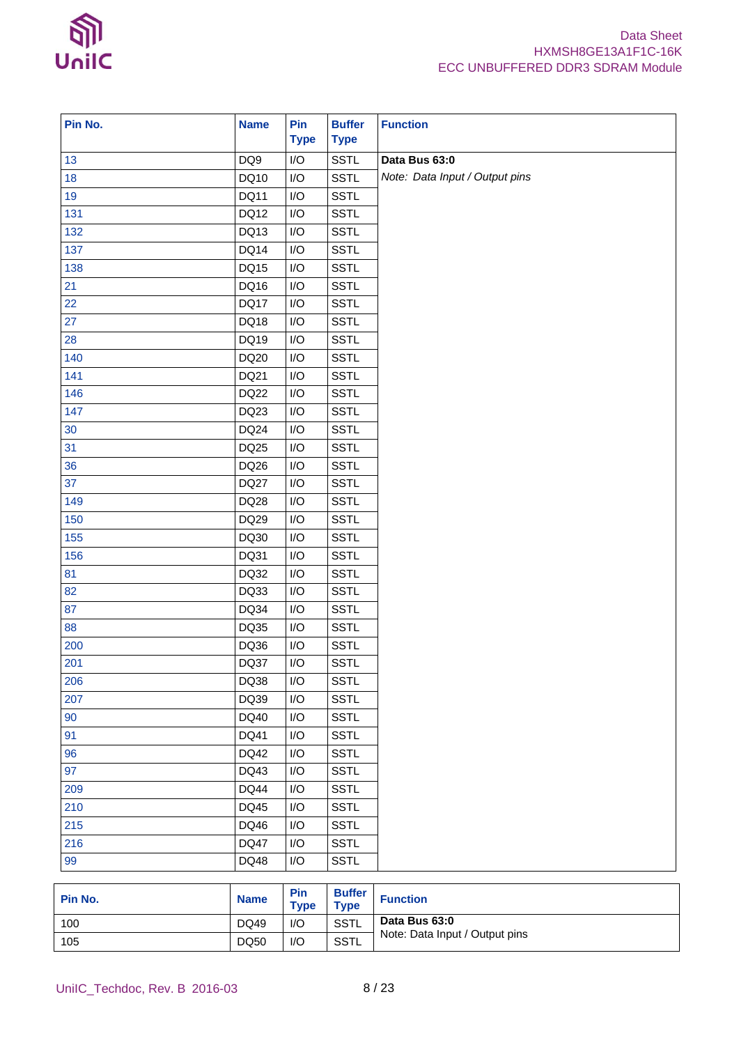| Pin No. | Name | Pin Type | Buffer Type | Function |
|---|---|---|---|---|
| 13 | DQ9 | I/O | SSTL | **Data Bus 63:0** |
| 18 | DQ10 | I/O | SSTL | *Note: Data Input / Output pins* |
| 19 | DQ11 | I/O | SSTL | |
| 131 | DQ12 | I/O | SSTL | |
| 132 | DQ13 | I/O | SSTL | |
| 137 | DQ14 | I/O | SSTL | |
| 138 | DQ15 | I/O | SSTL | |
| 21 | DQ16 | I/O | SSTL | |
| 22 | DQ17 | I/O | SSTL | |
| 27 | DQ18 | I/O | SSTL | |
| 28 | DQ19 | I/O | SSTL | |
| 140 | DQ20 | I/O | SSTL | |
| 141 | DQ21 | I/O | SSTL | |
| 146 | DQ22 | I/O | SSTL | |
| 147 | DQ23 | I/O | SSTL | |
| 30 | DQ24 | I/O | SSTL | |
| 31 | DQ25 | I/O | SSTL | |
| 36 | DQ26 | I/O | SSTL | |
| 37 | DQ27 | I/O | SSTL | |
| 149 | DQ28 | I/O | SSTL | |
| 150 | DQ29 | I/O | SSTL | |
| 155 | DQ30 | I/O | SSTL | |
| 156 | DQ31 | I/O | SSTL | |
| 81 | DQ32 | I/O | SSTL | |
| 82 | DQ33 | I/O | SSTL | |
| 87 | DQ34 | I/O | SSTL | |
| 88 | DQ35 | I/O | SSTL | |
| 200 | DQ36 | I/O | SSTL | |
| 201 | DQ37 | I/O | SSTL | |
| 206 | DQ38 | I/O | SSTL | |
| 207 | DQ39 | I/O | SSTL | |
| 90 | DQ40 | I/O | SSTL | |
| 91 | DQ41 | I/O | SSTL | |
| 96 | DQ42 | I/O | SSTL | |
| 97 | DQ43 | I/O | SSTL | |
| 209 | DQ44 | I/O | SSTL | |
| 210 | DQ45 | I/O | SSTL | |
| 215 | DQ46 | I/O | SSTL | |
| 216 | DQ47 | I/O | SSTL | |
| 99 | DQ48 | I/O | SSTL | |

| Pin No. | Name | Pin Type | Buffer Type | Function |
|---|---|---|---|---|
| 100 | DQ49 | I/O | SSTL | **Data Bus 63:0** |
| 105 | DQ50 | I/O | SSTL | Note: Data Input / Output pins |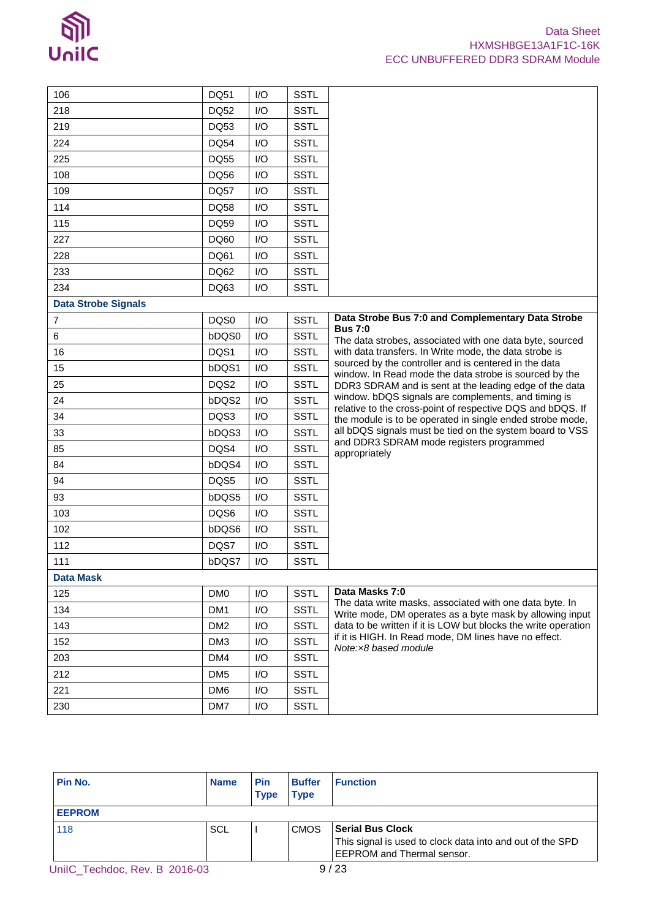| | | | | |
|---|---|---|---|---|
| 106 | DQ51 | I/O | SSTL | |
| 218 | DQ52 | I/O | SSTL | |
| 219 | DQ53 | I/O | SSTL | |
| 224 | DQ54 | I/O | SSTL | |
| 225 | DQ55 | I/O | SSTL | |
| 108 | DQ56 | I/O | SSTL | |
| 109 | DQ57 | I/O | SSTL | |
| 114 | DQ58 | I/O | SSTL | |
| 115 | DQ59 | I/O | SSTL | |
| 227 | DQ60 | I/O | SSTL | |
| 228 | DQ61 | I/O | SSTL | |
| 233 | DQ62 | I/O | SSTL | |
| 234 | DQ63 | I/O | SSTL | |
| **Data Strobe Signals** | | | | |
| 7 | DQS0 | I/O | SSTL | **Data Strobe Bus 7:0 and Complementary Data Strobe Bus 7:0** The data strobes, associated with one data byte, sourced with data transfers. In Write mode, the data strobe is sourced by the controller and is centered in the data window. In Read mode the data strobe is sourced by the DDR3 SDRAM and is sent at the leading edge of the data window. bDQS signals are complements, and timing is relative to the cross-point of respective DQS and bDQS. If the module is to be operated in single ended strobe mode, all bDQS signals must be tied on the system board to VSS and DDR3 SDRAM mode registers programmed appropriately |
| 6 | bDQS0 | I/O | SSTL | |
| 16 | DQS1 | I/O | SSTL | |
| 15 | bDQS1 | I/O | SSTL | |
| 25 | DQS2 | I/O | SSTL | |
| 24 | bDQS2 | I/O | SSTL | |
| 34 | DQS3 | I/O | SSTL | |
| 33 | bDQS3 | I/O | SSTL | |
| 85 | DQS4 | I/O | SSTL | |
| 84 | bDQS4 | I/O | SSTL | |
| 94 | DQS5 | I/O | SSTL | |
| 93 | bDQS5 | I/O | SSTL | |
| 103 | DQS6 | I/O | SSTL | |
| 102 | bDQS6 | I/O | SSTL | |
| 112 | DQS7 | I/O | SSTL | |
| 111 | bDQS7 | I/O | SSTL | |
| **Data Mask** | | | | |
| 125 | DM0 | I/O | SSTL | **Data Masks 7:0** The data write masks, associated with one data byte. In Write mode, DM operates as a byte mask by allowing input data to be written if it is LOW but blocks the write operation if it is HIGH. In Read mode, DM lines have no effect. *Note:×8 based module* |
| 134 | DM1 | I/O | SSTL | |
| 143 | DM2 | I/O | SSTL | |
| 152 | DM3 | I/O | SSTL | |
| 203 | DM4 | I/O | SSTL | |
| 212 | DM5 | I/O | SSTL | |
| 221 | DM6 | I/O | SSTL | |
| 230 | DM7 | I/O | SSTL | |

| Pin No. | Name | Pin Type | Buffer Type | Function |
|---|---|---|---|---|
| **EEPROM** | | | | |
| 118 | SCL | I | CMOS | **Serial Bus Clock** This signal is used to clock data into and out of the SPD EEPROM and Thermal sensor. |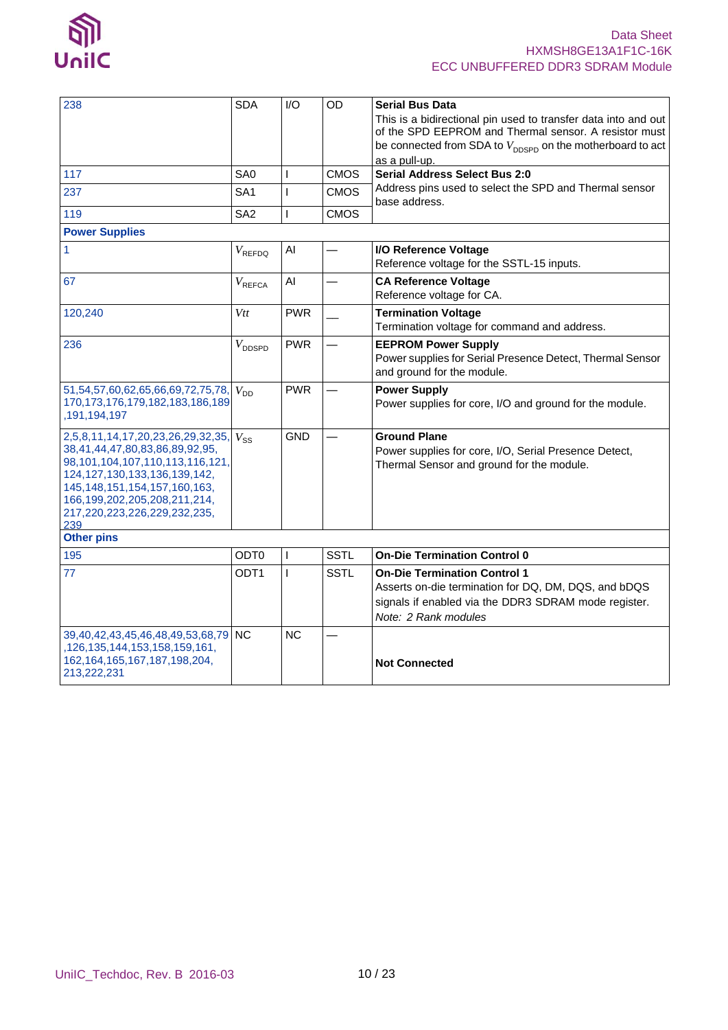| | | | | |
|---|---|---|---|---|
| 238 | SDA | I/O | OD | **Serial Bus Data**<br>This is a bidirectional pin used to transfer data into and out of the SPD EEPROM and Thermal sensor. A resistor must be connected from SDA to $V_{DDSPD}$ on the motherboard to act as a pull-up. |
| 117 | SA0 | I | CMOS | **Serial Address Select Bus 2:0**<br>Address pins used to select the SPD and Thermal sensor base address. |
| 237 | SA1 | I | CMOS | |
| 119 | SA2 | I | CMOS | |
| **Power Supplies** | | | | |
| 1 | $V_{REFDQ}$ | AI | — | **I/O Reference Voltage**<br>Reference voltage for the SSTL-15 inputs. |
| 67 | $V_{REFCA}$ | AI | — | **CA Reference Voltage**<br>Reference voltage for CA. |
| 120,240 | $Vtt$ | PWR | — | **Termination Voltage**<br>Termination voltage for command and address. |
| 236 | $V_{DDSPD}$ | PWR | — | **EEPROM Power Supply**<br>Power supplies for Serial Presence Detect, Thermal Sensor and ground for the module. |
| 51,54,57,60,62,65,66,69,72,75,78,170,173,176,179,182,183,186,189,191,194,197 | $V_{DD}$ | PWR | — | **Power Supply**<br>Power supplies for core, I/O and ground for the module. |
| 2,5,8,11,14,17,20,23,26,29,32,35,38,41,44,47,80,83,86,89,92,95,98,101,104,107,110,113,116,121,124,127,130,133,136,139,142,145,148,151,154,157,160,163,166,199,202,205,208,211,214,217,220,223,226,229,232,235,239 | $V_{SS}$ | GND | — | **Ground Plane**<br>Power supplies for core, I/O, Serial Presence Detect, Thermal Sensor and ground for the module. |
| **Other pins** | | | | |
| 195 | ODT0 | I | SSTL | **On-Die Termination Control 0** |
| 77 | ODT1 | I | SSTL | **On-Die Termination Control 1**<br>Asserts on-die termination for DQ, DM, DQS, and bDQS signals if enabled via the DDR3 SDRAM mode register.<br>*Note: 2 Rank modules* |
| 39,40,42,43,45,46,48,49,53,68,79,126,135,144,153,158,159,161,162,164,165,167,187,198,204,213,222,231 | NC | NC | — | **Not Connected** |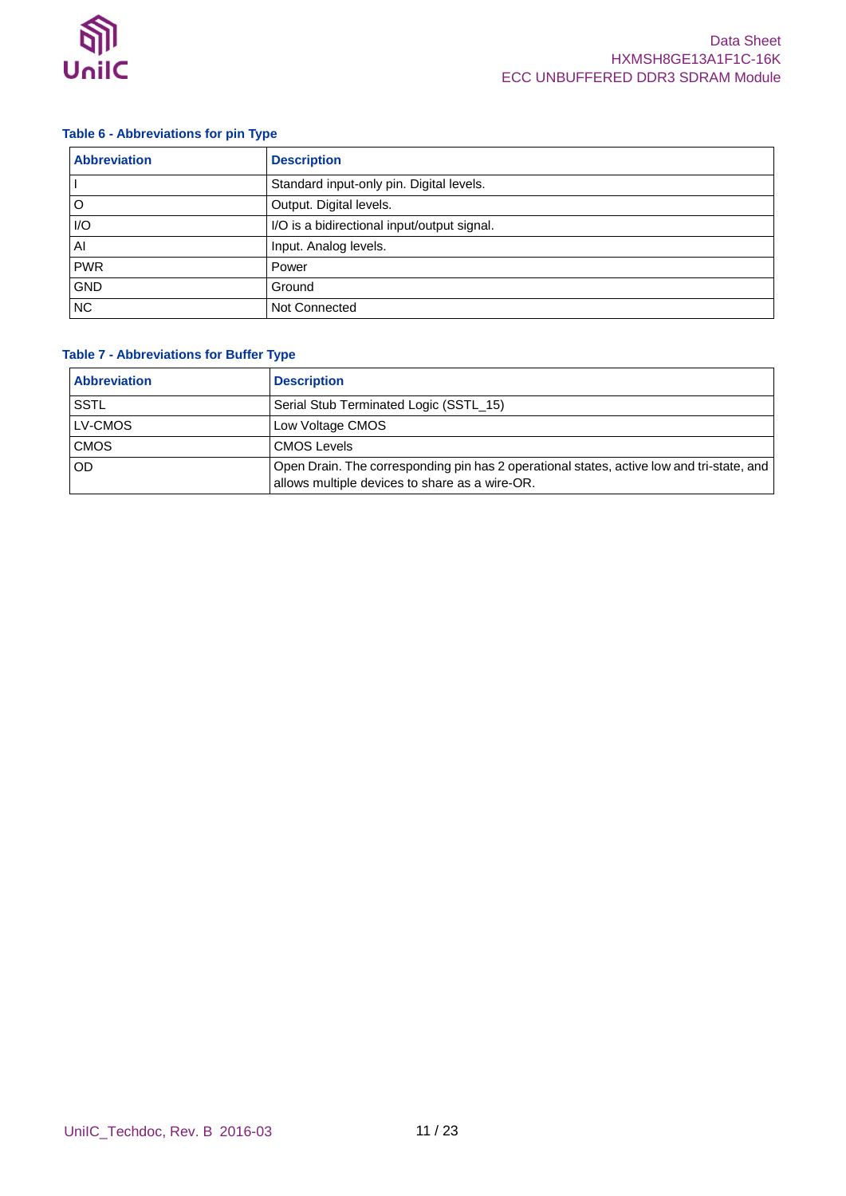**Table 6 - Abbreviations for pin Type**

| Abbreviation | Description |
|---|---|
| I | Standard input-only pin. Digital levels. |
| O | Output. Digital levels. |
| I/O | I/O is a bidirectional input/output signal. |
| AI | Input. Analog levels. |
| PWR | Power |
| GND | Ground |
| NC | Not Connected |

**Table 7 - Abbreviations for Buffer Type**

| Abbreviation | Description |
|---|---|
| SSTL | Serial Stub Terminated Logic (SSTL_15) |
| LV-CMOS | Low Voltage CMOS |
| CMOS | CMOS Levels |
| OD | Open Drain. The corresponding pin has 2 operational states, active low and tri-state, and allows multiple devices to share as a wire-OR. |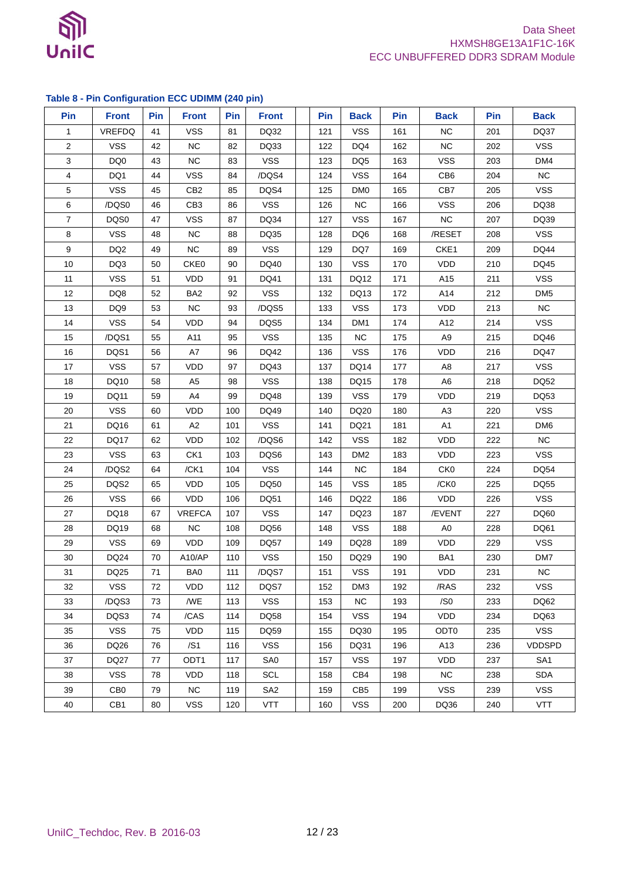**Table 8 - Pin Configuration ECC UDIMM (240 pin)**

| Pin | Front | Pin | Front | Pin | Front | | Pin | Back | Pin | Back | Pin | Back |
|---|---|---|---|---|---|---|---|---|---|---|---|---|
| 1 | VREFDQ | 41 | VSS | 81 | DQ32 | | 121 | VSS | 161 | NC | 201 | DQ37 |
| 2 | VSS | 42 | NC | 82 | DQ33 | | 122 | DQ4 | 162 | NC | 202 | VSS |
| 3 | DQ0 | 43 | NC | 83 | VSS | | 123 | DQ5 | 163 | VSS | 203 | DM4 |
| 4 | DQ1 | 44 | VSS | 84 | /DQS4 | | 124 | VSS | 164 | CB6 | 204 | NC |
| 5 | VSS | 45 | CB2 | 85 | DQS4 | | 125 | DM0 | 165 | CB7 | 205 | VSS |
| 6 | /DQS0 | 46 | CB3 | 86 | VSS | | 126 | NC | 166 | VSS | 206 | DQ38 |
| 7 | DQS0 | 47 | VSS | 87 | DQ34 | | 127 | VSS | 167 | NC | 207 | DQ39 |
| 8 | VSS | 48 | NC | 88 | DQ35 | | 128 | DQ6 | 168 | /RESET | 208 | VSS |
| 9 | DQ2 | 49 | NC | 89 | VSS | | 129 | DQ7 | 169 | CKE1 | 209 | DQ44 |
| 10 | DQ3 | 50 | CKE0 | 90 | DQ40 | | 130 | VSS | 170 | VDD | 210 | DQ45 |
| 11 | VSS | 51 | VDD | 91 | DQ41 | | 131 | DQ12 | 171 | A15 | 211 | VSS |
| 12 | DQ8 | 52 | BA2 | 92 | VSS | | 132 | DQ13 | 172 | A14 | 212 | DM5 |
| 13 | DQ9 | 53 | NC | 93 | /DQS5 | | 133 | VSS | 173 | VDD | 213 | NC |
| 14 | VSS | 54 | VDD | 94 | DQS5 | | 134 | DM1 | 174 | A12 | 214 | VSS |
| 15 | /DQS1 | 55 | A11 | 95 | VSS | | 135 | NC | 175 | A9 | 215 | DQ46 |
| 16 | DQS1 | 56 | A7 | 96 | DQ42 | | 136 | VSS | 176 | VDD | 216 | DQ47 |
| 17 | VSS | 57 | VDD | 97 | DQ43 | | 137 | DQ14 | 177 | A8 | 217 | VSS |
| 18 | DQ10 | 58 | A5 | 98 | VSS | | 138 | DQ15 | 178 | A6 | 218 | DQ52 |
| 19 | DQ11 | 59 | A4 | 99 | DQ48 | | 139 | VSS | 179 | VDD | 219 | DQ53 |
| 20 | VSS | 60 | VDD | 100 | DQ49 | | 140 | DQ20 | 180 | A3 | 220 | VSS |
| 21 | DQ16 | 61 | A2 | 101 | VSS | | 141 | DQ21 | 181 | A1 | 221 | DM6 |
| 22 | DQ17 | 62 | VDD | 102 | /DQS6 | | 142 | VSS | 182 | VDD | 222 | NC |
| 23 | VSS | 63 | CK1 | 103 | DQS6 | | 143 | DM2 | 183 | VDD | 223 | VSS |
| 24 | /DQS2 | 64 | /CK1 | 104 | VSS | | 144 | NC | 184 | CK0 | 224 | DQ54 |
| 25 | DQS2 | 65 | VDD | 105 | DQ50 | | 145 | VSS | 185 | /CK0 | 225 | DQ55 |
| 26 | VSS | 66 | VDD | 106 | DQ51 | | 146 | DQ22 | 186 | VDD | 226 | VSS |
| 27 | DQ18 | 67 | VREFCA | 107 | VSS | | 147 | DQ23 | 187 | /EVENT | 227 | DQ60 |
| 28 | DQ19 | 68 | NC | 108 | DQ56 | | 148 | VSS | 188 | A0 | 228 | DQ61 |
| 29 | VSS | 69 | VDD | 109 | DQ57 | | 149 | DQ28 | 189 | VDD | 229 | VSS |
| 30 | DQ24 | 70 | A10/AP | 110 | VSS | | 150 | DQ29 | 190 | BA1 | 230 | DM7 |
| 31 | DQ25 | 71 | BA0 | 111 | /DQS7 | | 151 | VSS | 191 | VDD | 231 | NC |
| 32 | VSS | 72 | VDD | 112 | DQS7 | | 152 | DM3 | 192 | /RAS | 232 | VSS |
| 33 | /DQS3 | 73 | /WE | 113 | VSS | | 153 | NC | 193 | /S0 | 233 | DQ62 |
| 34 | DQS3 | 74 | /CAS | 114 | DQ58 | | 154 | VSS | 194 | VDD | 234 | DQ63 |
| 35 | VSS | 75 | VDD | 115 | DQ59 | | 155 | DQ30 | 195 | ODT0 | 235 | VSS |
| 36 | DQ26 | 76 | /S1 | 116 | VSS | | 156 | DQ31 | 196 | A13 | 236 | VDDSPD |
| 37 | DQ27 | 77 | ODT1 | 117 | SA0 | | 157 | VSS | 197 | VDD | 237 | SA1 |
| 38 | VSS | 78 | VDD | 118 | SCL | | 158 | CB4 | 198 | NC | 238 | SDA |
| 39 | CB0 | 79 | NC | 119 | SA2 | | 159 | CB5 | 199 | VSS | 239 | VSS |
| 40 | CB1 | 80 | VSS | 120 | VTT | | 160 | VSS | 200 | DQ36 | 240 | VTT |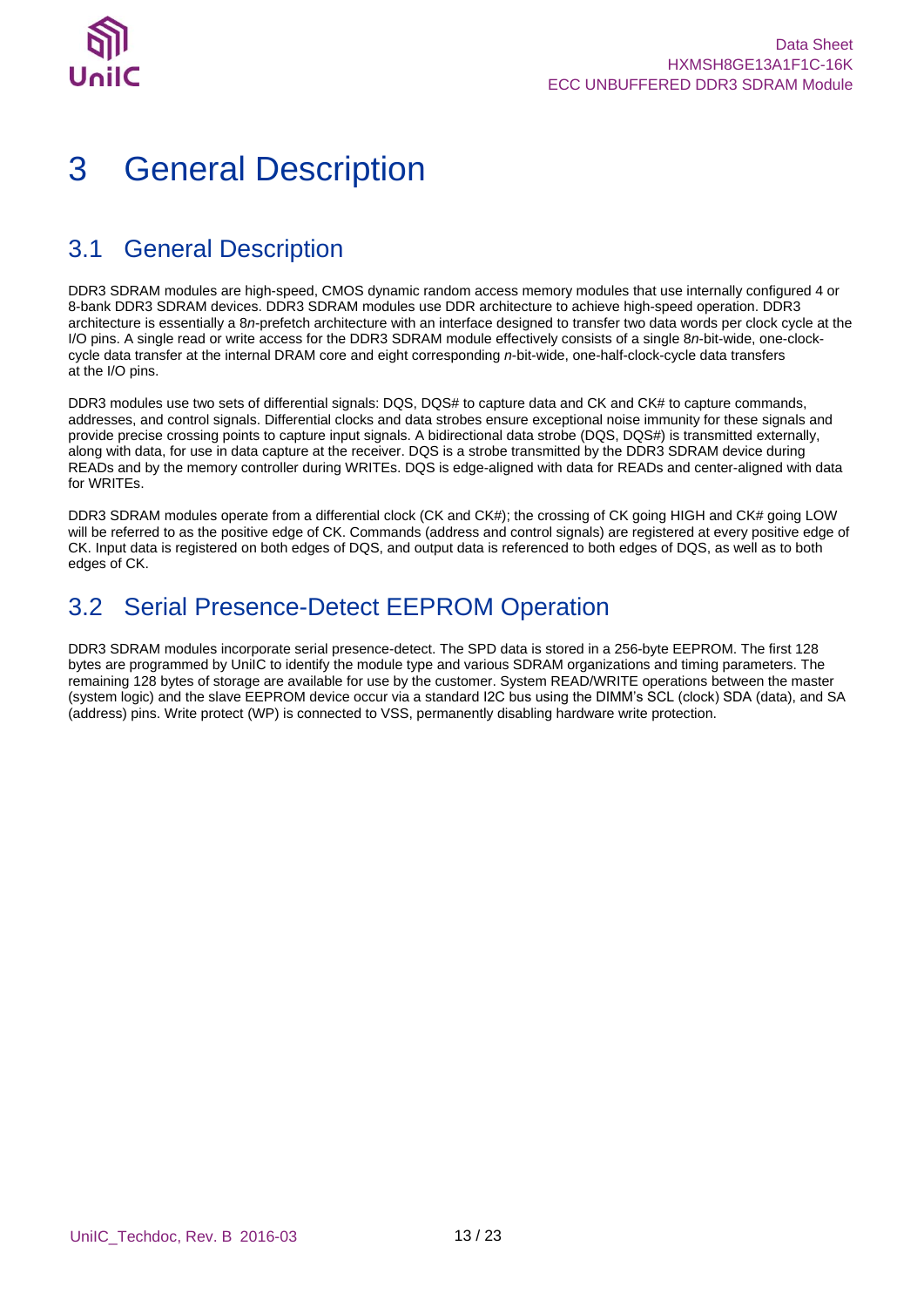# 3 General Description

## 3.1 General Description

DDR3 SDRAM modules are high-speed, CMOS dynamic random access memory modules that use internally configured 4 or 8-bank DDR3 SDRAM devices. DDR3 SDRAM modules use DDR architecture to achieve high-speed operation. DDR3 architecture is essentially a 8*n*-prefetch architecture with an interface designed to transfer two data words per clock cycle at the I/O pins. A single read or write access for the DDR3 SDRAM module effectively consists of a single 8*n*-bit-wide, one-clock-cycle data transfer at the internal DRAM core and eight corresponding *n*-bit-wide, one-half-clock-cycle data transfers at the I/O pins.

DDR3 modules use two sets of differential signals: DQS, DQS# to capture data and CK and CK# to capture commands, addresses, and control signals. Differential clocks and data strobes ensure exceptional noise immunity for these signals and provide precise crossing points to capture input signals. A bidirectional data strobe (DQS, DQS#) is transmitted externally, along with data, for use in data capture at the receiver. DQS is a strobe transmitted by the DDR3 SDRAM device during READs and by the memory controller during WRITEs. DQS is edge-aligned with data for READs and center-aligned with data for WRITEs.

DDR3 SDRAM modules operate from a differential clock (CK and CK#); the crossing of CK going HIGH and CK# going LOW will be referred to as the positive edge of CK. Commands (address and control signals) are registered at every positive edge of CK. Input data is registered on both edges of DQS, and output data is referenced to both edges of DQS, as well as to both edges of CK.

## 3.2 Serial Presence-Detect EEPROM Operation

DDR3 SDRAM modules incorporate serial presence-detect. The SPD data is stored in a 256-byte EEPROM. The first 128 bytes are programmed by UniIC to identify the module type and various SDRAM organizations and timing parameters. The remaining 128 bytes of storage are available for use by the customer. System READ/WRITE operations between the master (system logic) and the slave EEPROM device occur via a standard I2C bus using the DIMM's SCL (clock) SDA (data), and SA (address) pins. Write protect (WP) is connected to VSS, permanently disabling hardware write protection.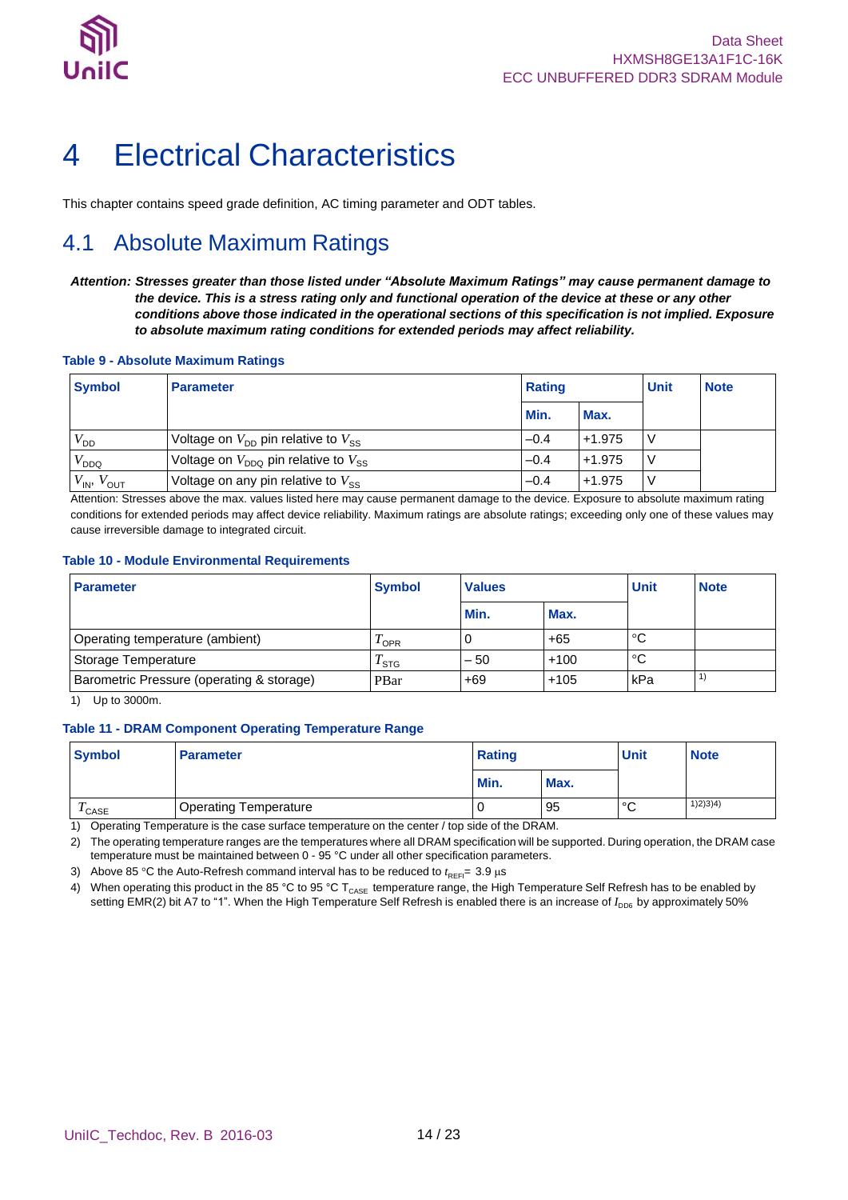# 4 Electrical Characteristics

This chapter contains speed grade definition, AC timing parameter and ODT tables.

## 4.1 Absolute Maximum Ratings

***Attention: Stresses greater than those listed under "Absolute Maximum Ratings" may cause permanent damage to the device. This is a stress rating only and functional operation of the device at these or any other conditions above those indicated in the operational sections of this specification is not implied. Exposure to absolute maximum rating conditions for extended periods may affect reliability.***

**Table 9 - Absolute Maximum Ratings**

| Symbol | Parameter | Rating | | Unit | Note |
|---|---|---|---|---|---|
| | | Min. | Max. | | |
| $V_{DD}$ | Voltage on $V_{DD}$ pin relative to $V_{SS}$ | –0.4 | +1.975 | V | |
| $V_{DDQ}$ | Voltage on $V_{DDQ}$ pin relative to $V_{SS}$ | –0.4 | +1.975 | V | |
| $V_{IN}$, $V_{OUT}$ | Voltage on any pin relative to $V_{SS}$ | –0.4 | +1.975 | V | |

Attention: Stresses above the max. values listed here may cause permanent damage to the device. Exposure to absolute maximum rating conditions for extended periods may affect device reliability. Maximum ratings are absolute ratings; exceeding only one of these values may cause irreversible damage to integrated circuit.

**Table 10 - Module Environmental Requirements**

| Parameter | Symbol | Values | | Unit | Note |
|---|---|---|---|---|---|
| | | Min. | Max. | | |
| Operating temperature (ambient) | $T_{OPR}$ | 0 | +65 | °C | |
| Storage Temperature | $T_{STG}$ | – 50 | +100 | °C | |
| Barometric Pressure (operating & storage) | PBar | +69 | +105 | kPa | 1) |

1) Up to 3000m.

**Table 11 - DRAM Component Operating Temperature Range**

| Symbol | Parameter | Rating | | Unit | Note |
|---|---|---|---|---|---|
| | | Min. | Max. | | |
| $T_{CASE}$ | Operating Temperature | 0 | 95 | °C | 1)2)3)4) |

1) Operating Temperature is the case surface temperature on the center / top side of the DRAM.

2) The operating temperature ranges are the temperatures where all DRAM specification will be supported. During operation, the DRAM case temperature must be maintained between 0 - 95 °C under all other specification parameters.

3) Above 85 °C the Auto-Refresh command interval has to be reduced to $t_{REFI}$= 3.9 µs

4) When operating this product in the 85 °C to 95 °C $T_{CASE}$ temperature range, the High Temperature Self Refresh has to be enabled by setting EMR(2) bit A7 to "1". When the High Temperature Self Refresh is enabled there is an increase of $I_{DD6}$ by approximately 50%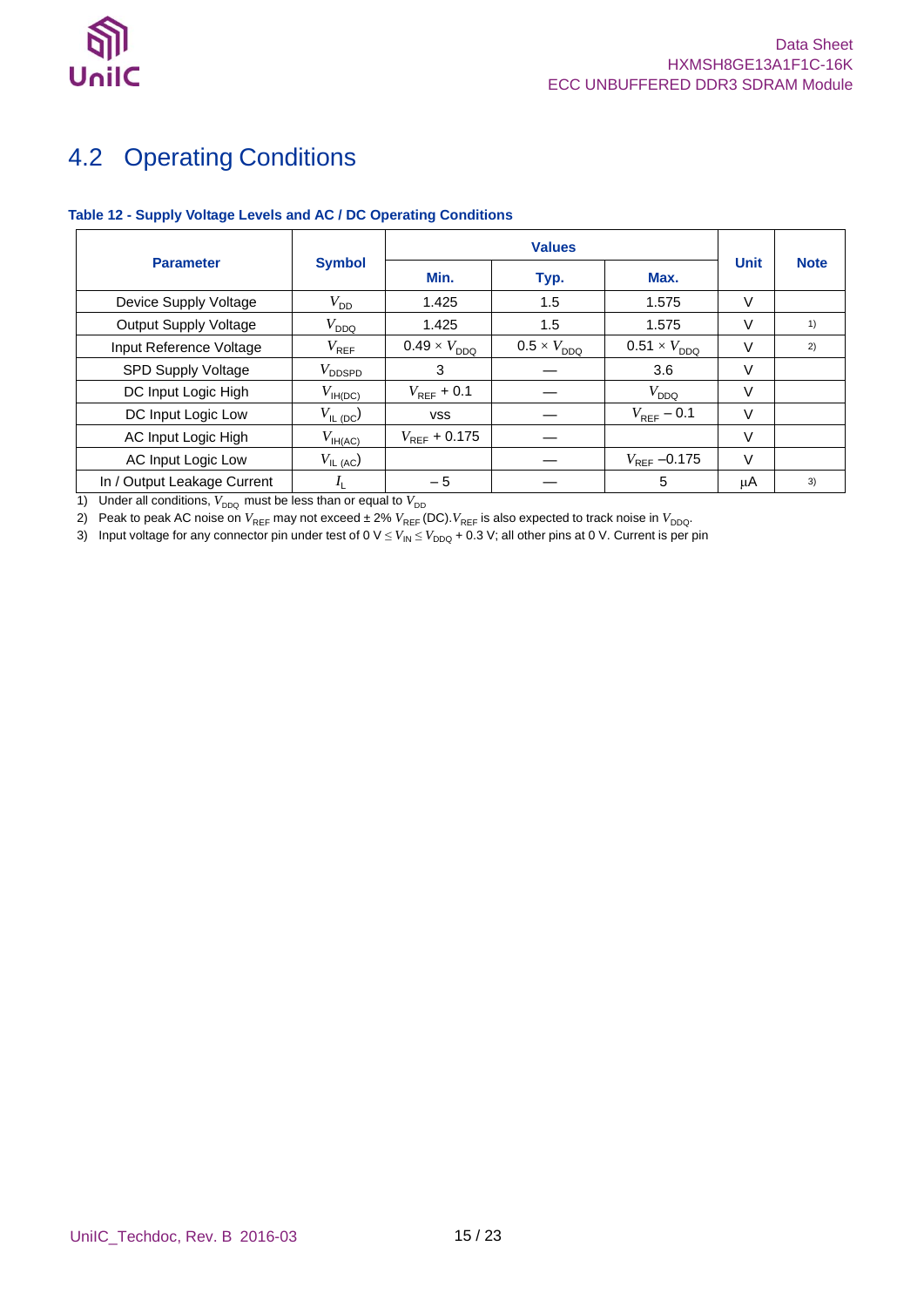## 4.2 Operating Conditions

**Table 12 - Supply Voltage Levels and AC / DC Operating Conditions**

| Parameter | Symbol | Values | | | Unit | Note |
|---|---|---|---|---|---|---|
| | | Min. | Typ. | Max. | | |
| Device Supply Voltage | $V_{DD}$ | 1.425 | 1.5 | 1.575 | V | |
| Output Supply Voltage | $V_{DDQ}$ | 1.425 | 1.5 | 1.575 | V | 1) |
| Input Reference Voltage | $V_{REF}$ | $0.49 \times V_{DDQ}$ | $0.5 \times V_{DDQ}$ | $0.51 \times V_{DDQ}$ | V | 2) |
| SPD Supply Voltage | $V_{DDSPD}$ | 3 | — | 3.6 | V | |
| DC Input Logic High | $V_{IH(DC)}$ | $V_{REF}$ + 0.1 | — | $V_{DDQ}$ | V | |
| DC Input Logic Low | $V_{IL\ (DC)}$ | vss | — | $V_{REF}$ – 0.1 | V | |
| AC Input Logic High | $V_{IH(AC)}$ | $V_{REF}$ + 0.175 | — | | V | |
| AC Input Logic Low | $V_{IL\ (AC)}$ | | — | $V_{REF}$ –0.175 | V | |
| In / Output Leakage Current | $I_L$ | – 5 | — | 5 | µA | 3) |

1) Under all conditions, $V_{DDQ}$ must be less than or equal to $V_{DD}$

2) Peak to peak AC noise on $V_{REF}$ may not exceed ± 2% $V_{REF}$ (DC). $V_{REF}$ is also expected to track noise in $V_{DDQ}$.

3) Input voltage for any connector pin under test of 0 V $\leq V_{IN} \leq V_{DDQ}$ + 0.3 V; all other pins at 0 V. Current is per pin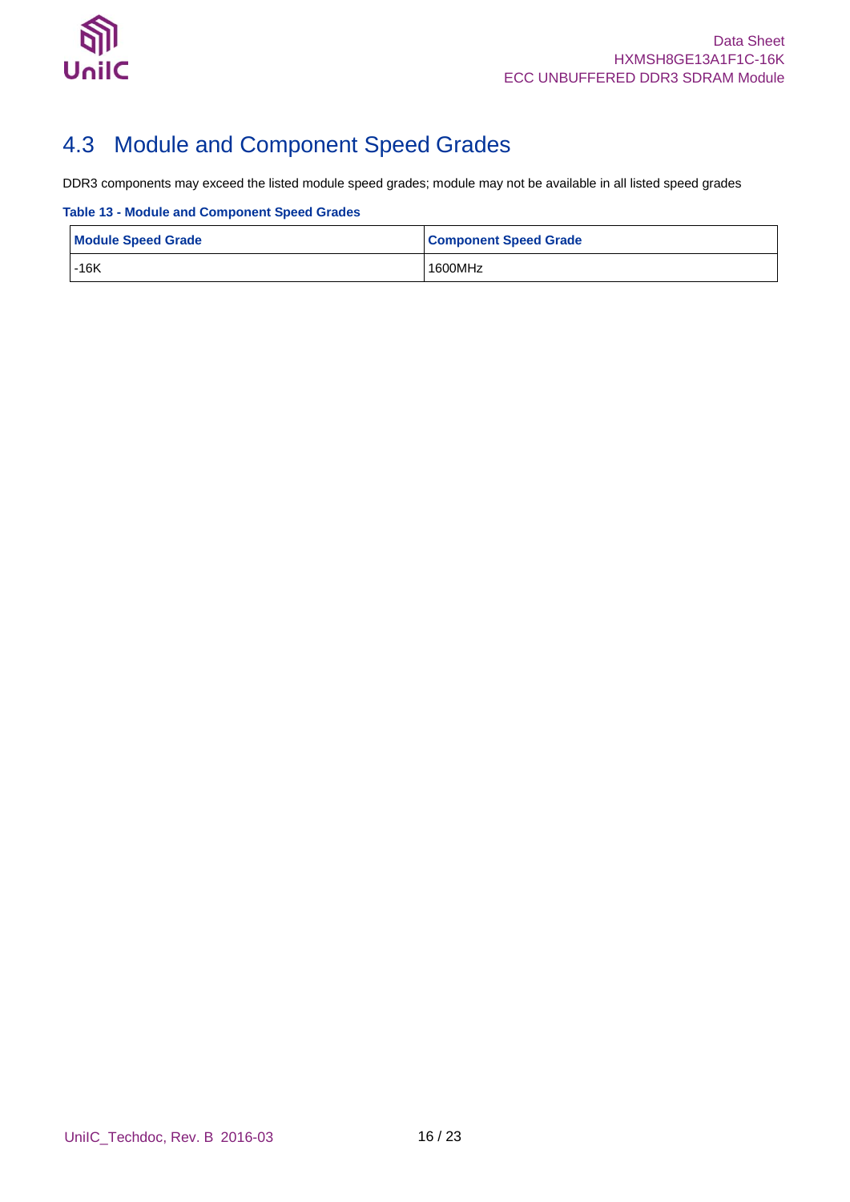## 4.3 Module and Component Speed Grades

DDR3 components may exceed the listed module speed grades; module may not be available in all listed speed grades

**Table 13 - Module and Component Speed Grades**

| Module Speed Grade | Component Speed Grade |
|---|---|
| -16K | 1600MHz |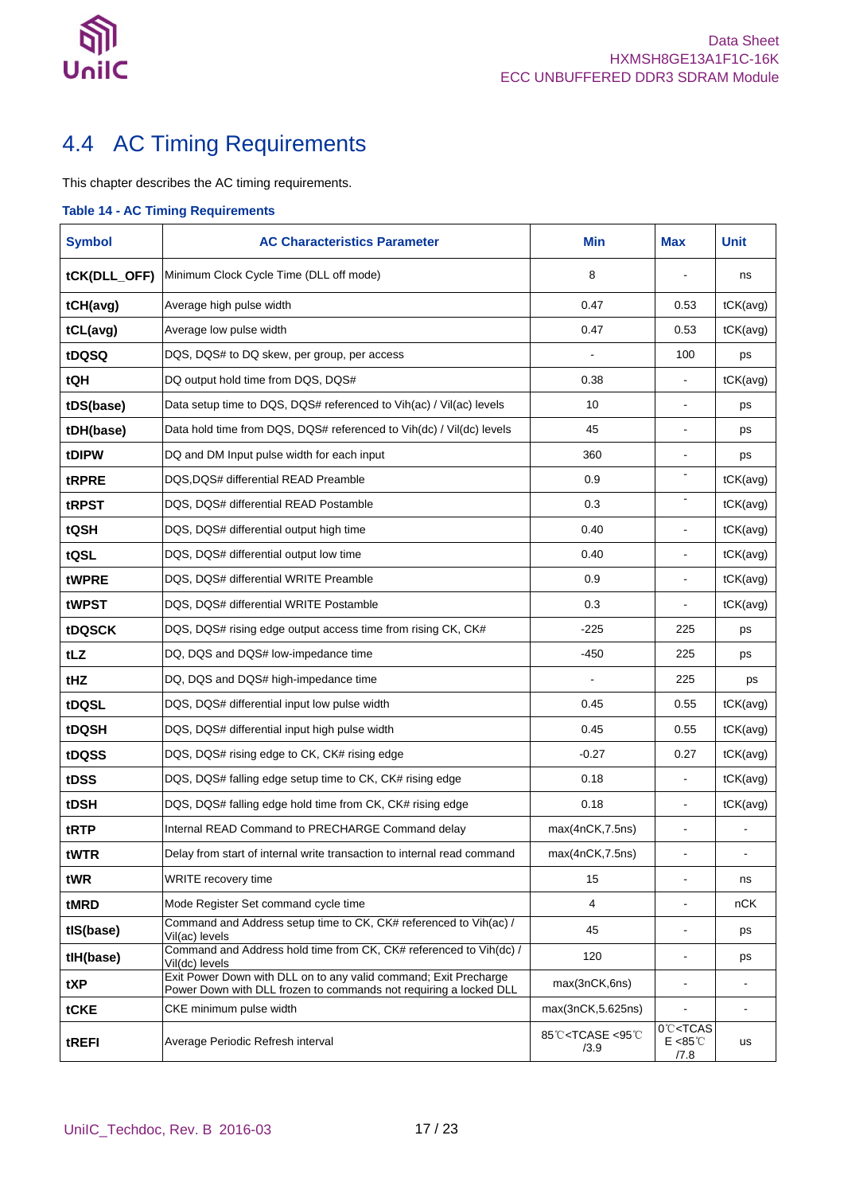## 4.4 AC Timing Requirements

This chapter describes the AC timing requirements.

**Table 14 - AC Timing Requirements**

| Symbol | AC Characteristics Parameter | Min | Max | Unit |
|---|---|---|---|---|
| tCK(DLL_OFF) | Minimum Clock Cycle Time (DLL off mode) | 8 | - | ns |
| tCH(avg) | Average high pulse width | 0.47 | 0.53 | tCK(avg) |
| tCL(avg) | Average low pulse width | 0.47 | 0.53 | tCK(avg) |
| tDQSQ | DQS, DQS# to DQ skew, per group, per access | - | 100 | ps |
| tQH | DQ output hold time from DQS, DQS# | 0.38 | - | tCK(avg) |
| tDS(base) | Data setup time to DQS, DQS# referenced to Vih(ac) / Vil(ac) levels | 10 | - | ps |
| tDH(base) | Data hold time from DQS, DQS# referenced to Vih(dc) / Vil(dc) levels | 45 | - | ps |
| tDIPW | DQ and DM Input pulse width for each input | 360 | - | ps |
| tRPRE | DQS,DQS# differential READ Preamble | 0.9 | - | tCK(avg) |
| tRPST | DQS, DQS# differential READ Postamble | 0.3 | - | tCK(avg) |
| tQSH | DQS, DQS# differential output high time | 0.40 | - | tCK(avg) |
| tQSL | DQS, DQS# differential output low time | 0.40 | - | tCK(avg) |
| tWPRE | DQS, DQS# differential WRITE Preamble | 0.9 | - | tCK(avg) |
| tWPST | DQS, DQS# differential WRITE Postamble | 0.3 | - | tCK(avg) |
| tDQSCK | DQS, DQS# rising edge output access time from rising CK, CK# | -225 | 225 | ps |
| tLZ | DQ, DQS and DQS# low-impedance time | -450 | 225 | ps |
| tHZ | DQ, DQS and DQS# high-impedance time | - | 225 | ps |
| tDQSL | DQS, DQS# differential input low pulse width | 0.45 | 0.55 | tCK(avg) |
| tDQSH | DQS, DQS# differential input high pulse width | 0.45 | 0.55 | tCK(avg) |
| tDQSS | DQS, DQS# rising edge to CK, CK# rising edge | -0.27 | 0.27 | tCK(avg) |
| tDSS | DQS, DQS# falling edge setup time to CK, CK# rising edge | 0.18 | - | tCK(avg) |
| tDSH | DQS, DQS# falling edge hold time from CK, CK# rising edge | 0.18 | - | tCK(avg) |
| tRTP | Internal READ Command to PRECHARGE Command delay | max(4nCK,7.5ns) | - | - |
| tWTR | Delay from start of internal write transaction to internal read command | max(4nCK,7.5ns) | - | - |
| tWR | WRITE recovery time | 15 | - | ns |
| tMRD | Mode Register Set command cycle time | 4 | - | nCK |
| tIS(base) | Command and Address setup time to CK, CK# referenced to Vih(ac) / Vil(ac) levels | 45 | - | ps |
| tIH(base) | Command and Address hold time from CK, CK# referenced to Vih(dc) / Vil(dc) levels | 120 | - | ps |
| tXP | Exit Power Down with DLL on to any valid command; Exit Precharge Power Down with DLL frozen to commands not requiring a locked DLL | max(3nCK,6ns) | - | - |
| tCKE | CKE minimum pulse width | max(3nCK,5.625ns) | - | - |
| tREFI | Average Periodic Refresh interval | 85℃<TCASE <95℃ /3.9 | 0℃<TCASE <85℃ /7.8 | us |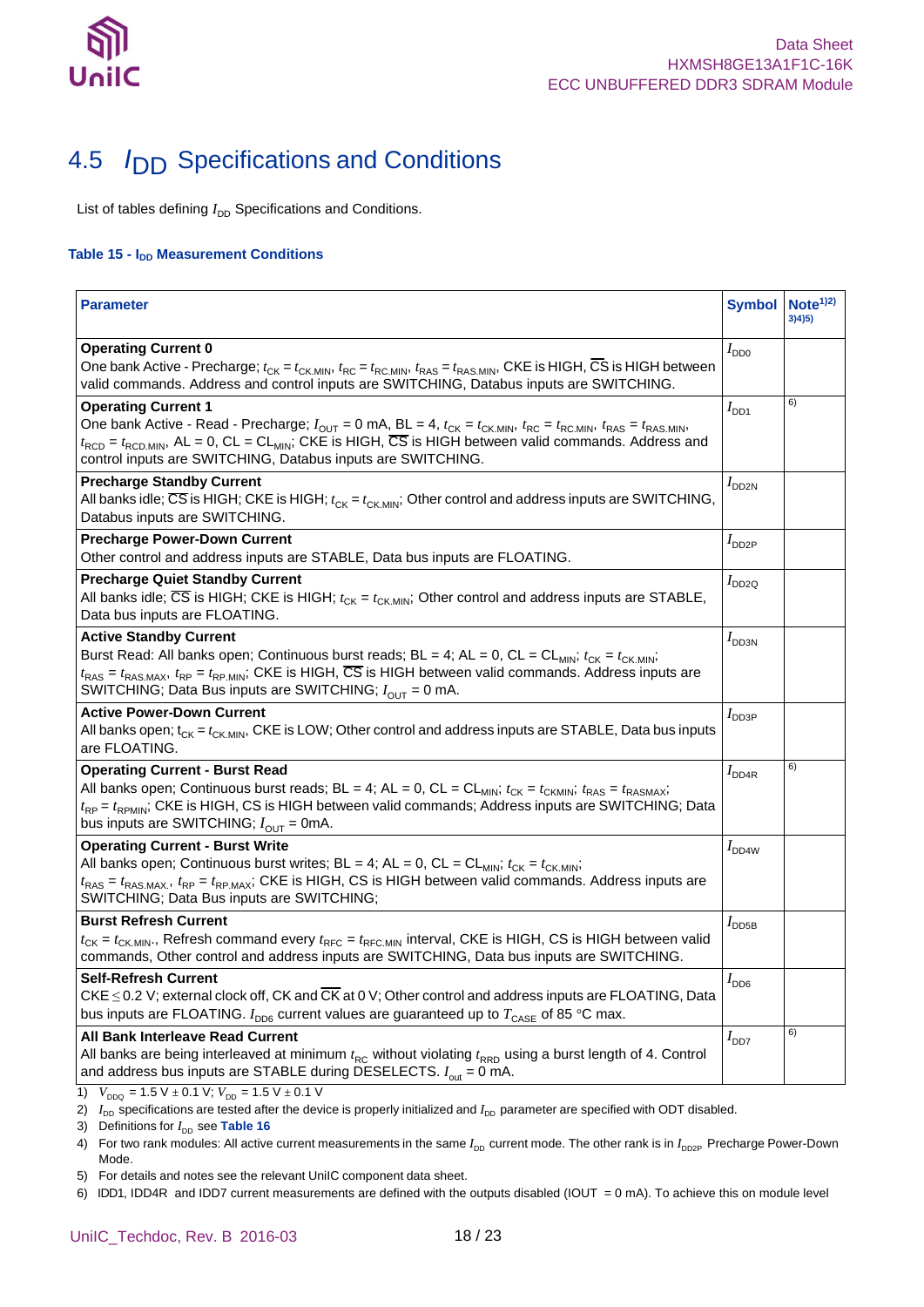## 4.5 $I_{DD}$ Specifications and Conditions

List of tables defining $I_{DD}$ Specifications and Conditions.

**Table 15 - $I_{DD}$ Measurement Conditions**

| Parameter | Symbol | Note[1)2)3)4)5)] |
|---|---|---|
| **Operating Current 0**<br>One bank Active - Precharge; $t_{CK} = t_{CK.MIN}$, $t_{RC} = t_{RC.MIN}$, $t_{RAS} = t_{RAS.MIN}$, CKE is HIGH, $\overline{CS}$ is HIGH between valid commands. Address and control inputs are SWITCHING, Databus inputs are SWITCHING. | $I_{DD0}$ | |
| **Operating Current 1**<br>One bank Active - Read - Precharge; $I_{OUT}$ = 0 mA, BL = 4, $t_{CK} = t_{CK.MIN}$, $t_{RC} = t_{RC.MIN}$, $t_{RAS} = t_{RAS.MIN}$, $t_{RCD} = t_{RCD.MIN}$, AL = 0, CL = $CL_{MIN}$; CKE is HIGH, $\overline{CS}$ is HIGH between valid commands. Address and control inputs are SWITCHING, Databus inputs are SWITCHING. | $I_{DD1}$ | 6) |
| **Precharge Standby Current**<br>All banks idle; $\overline{CS}$ is HIGH; CKE is HIGH; $t_{CK} = t_{CK.MIN}$; Other control and address inputs are SWITCHING, Databus inputs are SWITCHING. | $I_{DD2N}$ | |
| **Precharge Power-Down Current**<br>Other control and address inputs are STABLE, Data bus inputs are FLOATING. | $I_{DD2P}$ | |
| **Precharge Quiet Standby Current**<br>All banks idle; $\overline{CS}$ is HIGH; CKE is HIGH; $t_{CK} = t_{CK.MIN}$; Other control and address inputs are STABLE, Data bus inputs are FLOATING. | $I_{DD2Q}$ | |
| **Active Standby Current**<br>Burst Read: All banks open; Continuous burst reads; BL = 4; AL = 0, CL = $CL_{MIN}$; $t_{CK} = t_{CK.MIN}$; $t_{RAS} = t_{RAS.MAX}$, $t_{RP} = t_{RP.MIN}$; CKE is HIGH, $\overline{CS}$ is HIGH between valid commands. Address inputs are SWITCHING; Data Bus inputs are SWITCHING; $I_{OUT}$ = 0 mA. | $I_{DD3N}$ | |
| **Active Power-Down Current**<br>All banks open; $t_{CK} = t_{CK.MIN}$, CKE is LOW; Other control and address inputs are STABLE, Data bus inputs are FLOATING. | $I_{DD3P}$ | |
| **Operating Current - Burst Read**<br>All banks open; Continuous burst reads; BL = 4; AL = 0, CL = $CL_{MIN}$; $t_{CK} = t_{CKMIN}$; $t_{RAS} = t_{RASMAX}$; $t_{RP} = t_{RPMIN}$; CKE is HIGH, CS is HIGH between valid commands; Address inputs are SWITCHING; Data bus inputs are SWITCHING; $I_{OUT}$ = 0mA. | $I_{DD4R}$ | 6) |
| **Operating Current - Burst Write**<br>All banks open; Continuous burst writes; BL = 4; AL = 0, CL = $CL_{MIN}$; $t_{CK} = t_{CK.MIN}$; $t_{RAS} = t_{RAS.MAX.}$, $t_{RP} = t_{RP.MAX}$; CKE is HIGH, CS is HIGH between valid commands. Address inputs are SWITCHING; Data Bus inputs are SWITCHING; | $I_{DD4W}$ | |
| **Burst Refresh Current**<br>$t_{CK} = t_{CK.MIN}$., Refresh command every $t_{RFC} = t_{RFC.MIN}$ interval, CKE is HIGH, CS is HIGH between valid commands, Other control and address inputs are SWITCHING, Data bus inputs are SWITCHING. | $I_{DD5B}$ | |
| **Self-Refresh Current**<br>CKE $\leq$ 0.2 V; external clock off, CK and $\overline{CK}$ at 0 V; Other control and address inputs are FLOATING, Data bus inputs are FLOATING. $I_{DD6}$ current values are guaranteed up to $T_{CASE}$ of 85 °C max. | $I_{DD6}$ | |
| **All Bank Interleave Read Current**<br>All banks are being interleaved at minimum $t_{RC}$ without violating $t_{RRD}$ using a burst length of 4. Control and address bus inputs are STABLE during DESELECTS. $I_{out}$ = 0 mA. | $I_{DD7}$ | 6) |

1) $V_{DDQ}$ = 1.5 V ± 0.1 V; $V_{DD}$ = 1.5 V ± 0.1 V
2) $I_{DD}$ specifications are tested after the device is properly initialized and $I_{DD}$ parameter are specified with ODT disabled.
3) Definitions for $I_{DD}$ see **Table 16**
4) For two rank modules: All active current measurements in the same $I_{DD}$ current mode. The other rank is in $I_{DD2P}$ Precharge Power-Down Mode.
5) For details and notes see the relevant UniIC component data sheet.
6) IDD1, IDD4R and IDD7 current measurements are defined with the outputs disabled (IOUT = 0 mA). To achieve this on module level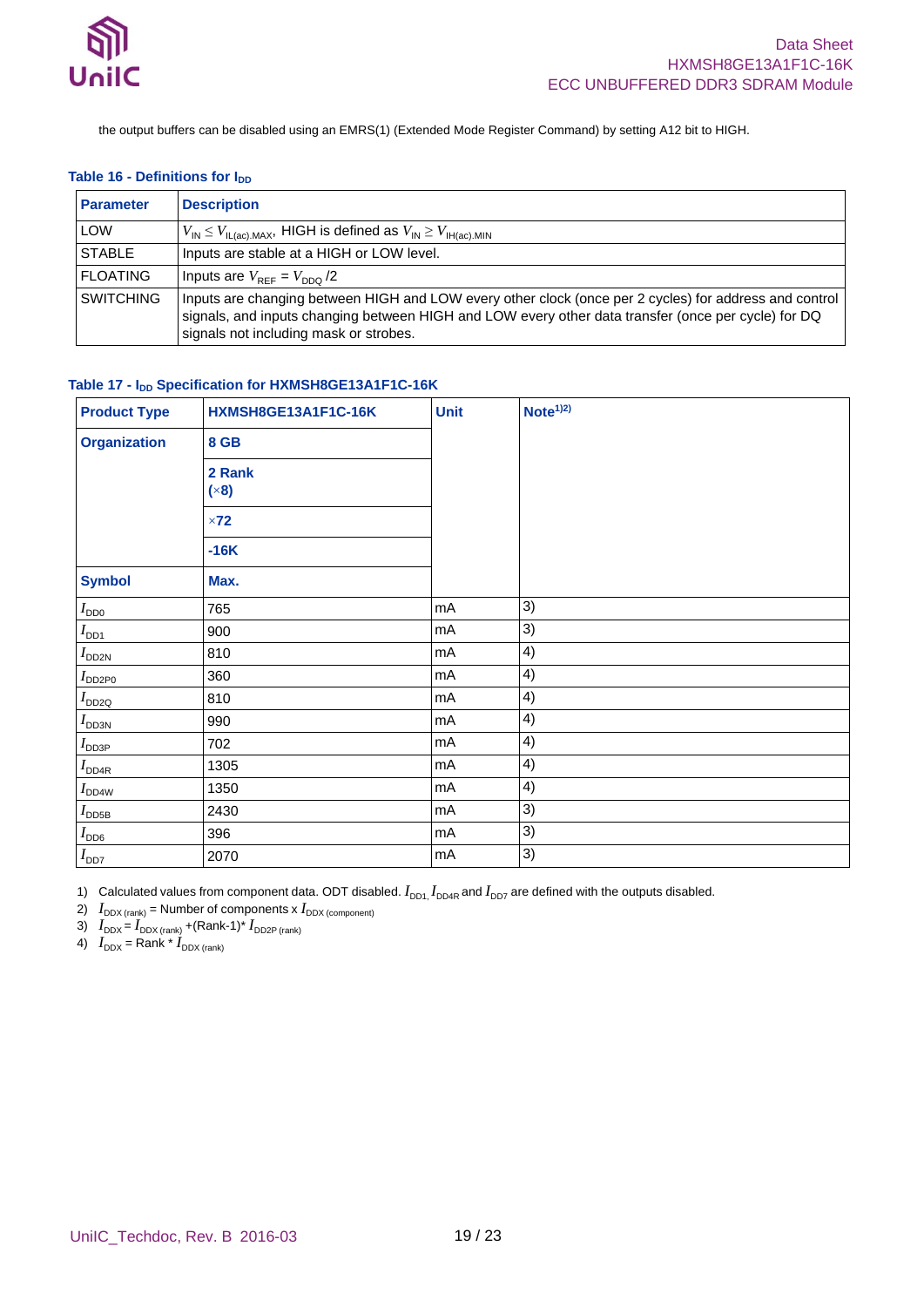the output buffers can be disabled using an EMRS(1) (Extended Mode Register Command) by setting A12 bit to HIGH.

### Table 16 - Definitions for $I_{DD}$

| Parameter | Description |
|---|---|
| LOW | $V_{IN} \leq V_{IL(ac).MAX}$, HIGH is defined as $V_{IN} \geq V_{IH(ac).MIN}$ |
| STABLE | Inputs are stable at a HIGH or LOW level. |
| FLOATING | Inputs are $V_{REF} = V_{DDQ}/2$ |
| SWITCHING | Inputs are changing between HIGH and LOW every other clock (once per 2 cycles) for address and control signals, and inputs changing between HIGH and LOW every other data transfer (once per cycle) for DQ signals not including mask or strobes. |

### Table 17 - $I_{DD}$ Specification for HXMSH8GE13A1F1C-16K

| Product Type | HXMSH8GE13A1F1C-16K | Unit | Note[1)2)] |
|---|---|---|---|
| Organization | 8 GB | | |
| | 2 Rank (×8) | | |
| | ×72 | | |
| | -16K | | |
| Symbol | Max. | | |
| $I_{DD0}$ | 765 | mA | 3) |
| $I_{DD1}$ | 900 | mA | 3) |
| $I_{DD2N}$ | 810 | mA | 4) |
| $I_{DD2P0}$ | 360 | mA | 4) |
| $I_{DD2Q}$ | 810 | mA | 4) |
| $I_{DD3N}$ | 990 | mA | 4) |
| $I_{DD3P}$ | 702 | mA | 4) |
| $I_{DD4R}$ | 1305 | mA | 4) |
| $I_{DD4W}$ | 1350 | mA | 4) |
| $I_{DD5B}$ | 2430 | mA | 3) |
| $I_{DD6}$ | 396 | mA | 3) |
| $I_{DD7}$ | 2070 | mA | 3) |

1) Calculated values from component data. ODT disabled. $I_{DD1}$, $I_{DD4R}$ and $I_{DD7}$ are defined with the outputs disabled.

2) $I_{DDX\,(rank)}$ = Number of components x $I_{DDX\,(component)}$

3) $I_{DDX} = I_{DDX\,(rank)}$ +(Rank-1)* $I_{DD2P\,(rank)}$

4) $I_{DDX}$ = Rank * $I_{DDX\,(rank)}$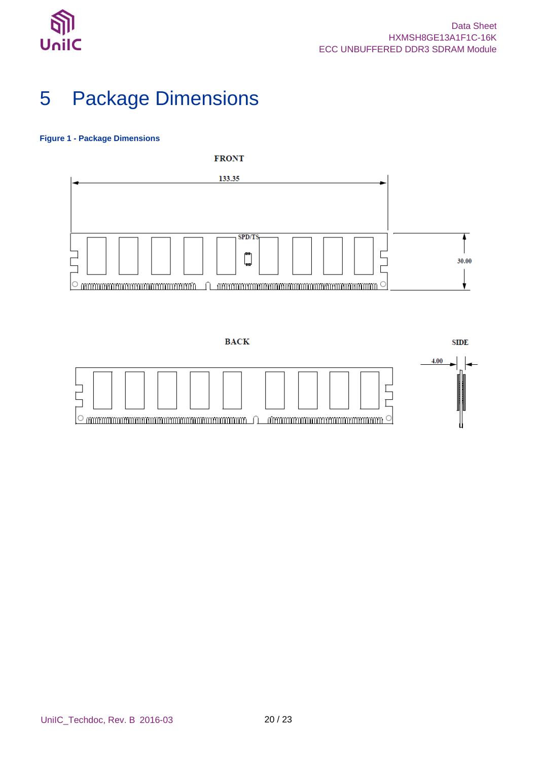# 5 Package Dimensions

**Figure 1 - Package Dimensions**

FRONT

133.35

SPD/TS

30.00

BACK

SIDE

4.00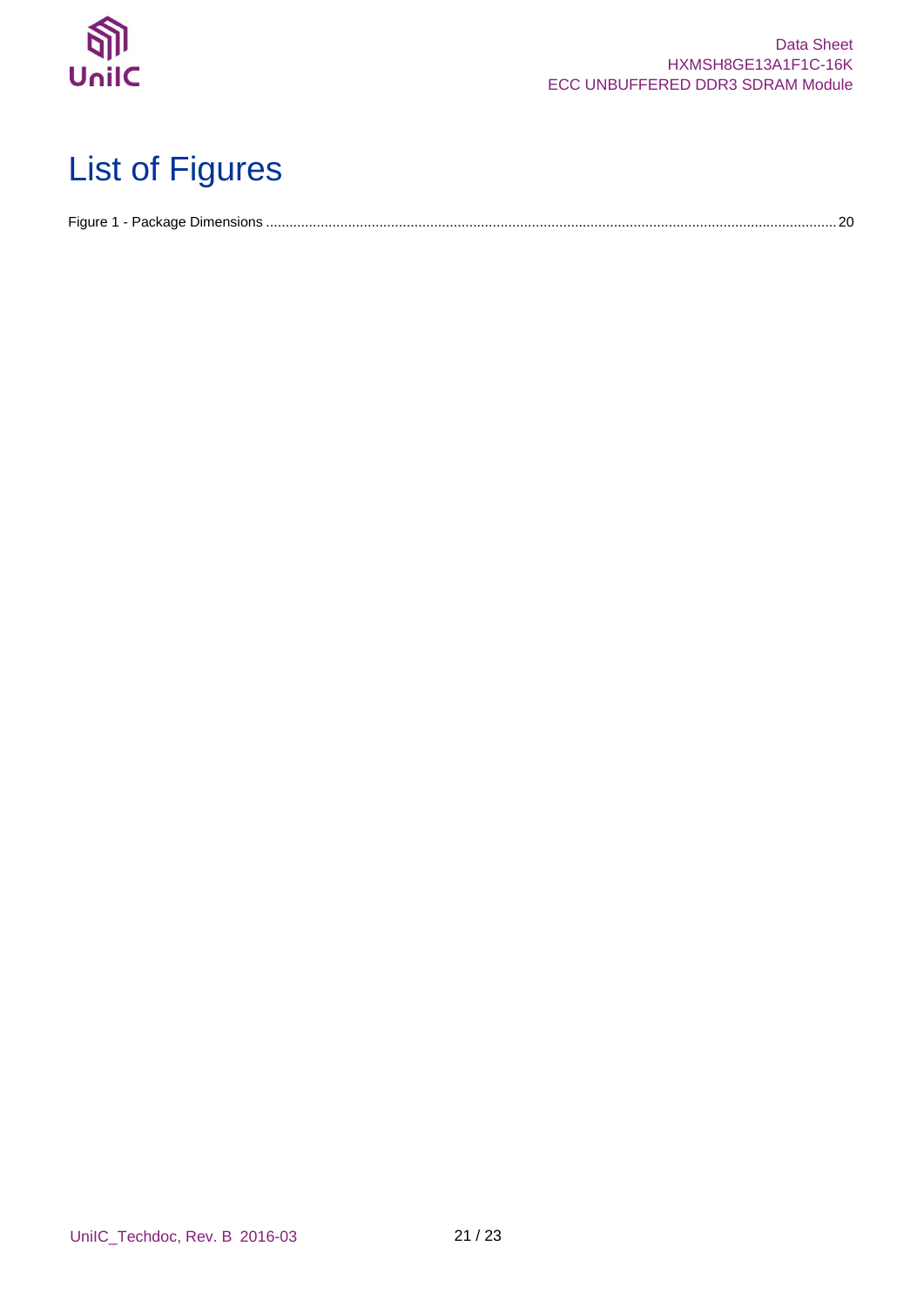# List of Figures

Figure 1 - Package Dimensions ........................................................................................................ 20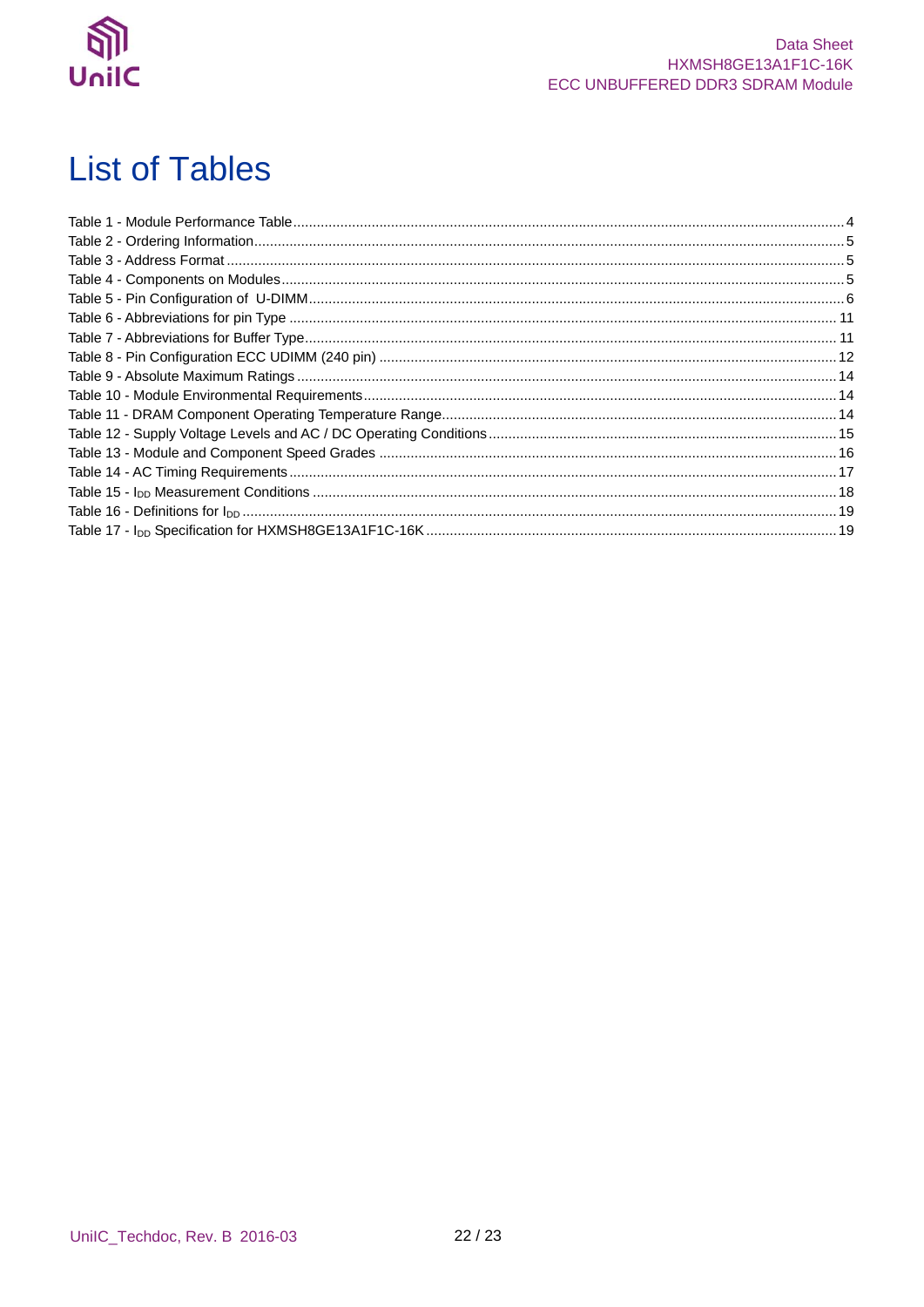# List of Tables

Table 1 - Module Performance Table ........................................................................ 4
Table 2 - Ordering Information ........................................................................ 5
Table 3 - Address Format ........................................................................ 5
Table 4 - Components on Modules ........................................................................ 5
Table 5 - Pin Configuration of U-DIMM ........................................................................ 6
Table 6 - Abbreviations for pin Type ........................................................................ 11
Table 7 - Abbreviations for Buffer Type ........................................................................ 11
Table 8 - Pin Configuration ECC UDIMM (240 pin) ........................................................................ 12
Table 9 - Absolute Maximum Ratings ........................................................................ 14
Table 10 - Module Environmental Requirements ........................................................................ 14
Table 11 - DRAM Component Operating Temperature Range ........................................................................ 14
Table 12 - Supply Voltage Levels and AC / DC Operating Conditions ........................................................................ 15
Table 13 - Module and Component Speed Grades ........................................................................ 16
Table 14 - AC Timing Requirements ........................................................................ 17
Table 15 - $I_{DD}$ Measurement Conditions ........................................................................ 18
Table 16 - Definitions for $I_{DD}$ ........................................................................ 19
Table 17 - $I_{DD}$ Specification for HXMSH8GE13A1F1C-16K ........................................................................ 19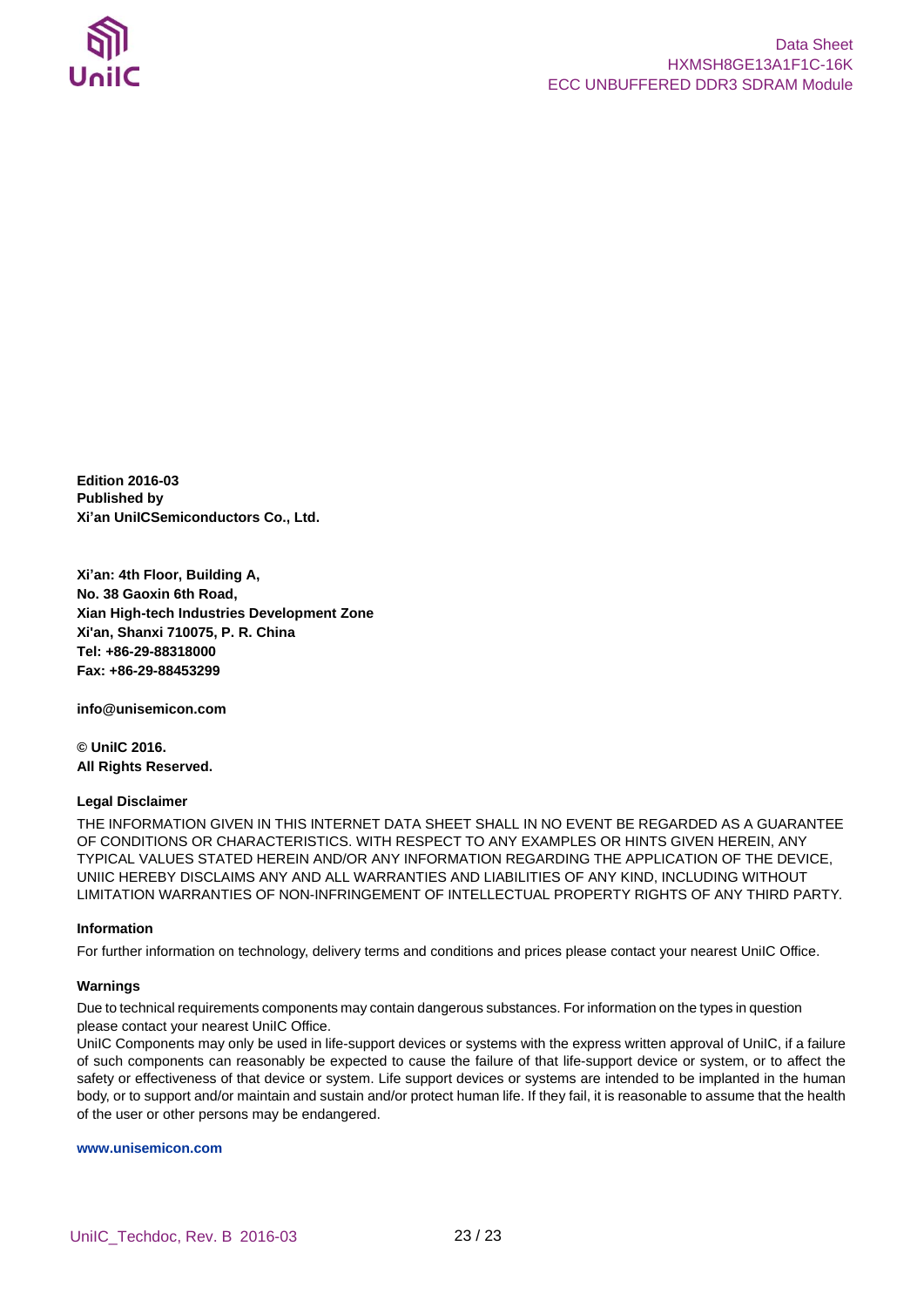**Edition 2016-03**
**Published by**
**Xi'an UniICSemiconductors Co., Ltd.**

**Xi'an: 4th Floor, Building A,**
**No. 38 Gaoxin 6th Road,**
**Xian High-tech Industries Development Zone**
**Xi'an, Shanxi 710075, P. R. China**
**Tel: +86-29-88318000**
**Fax: +86-29-88453299**

**info@unisemicon.com**

**© UniIC 2016.**
**All Rights Reserved.**

**Legal Disclaimer**

THE INFORMATION GIVEN IN THIS INTERNET DATA SHEET SHALL IN NO EVENT BE REGARDED AS A GUARANTEE OF CONDITIONS OR CHARACTERISTICS. WITH RESPECT TO ANY EXAMPLES OR HINTS GIVEN HEREIN, ANY TYPICAL VALUES STATED HEREIN AND/OR ANY INFORMATION REGARDING THE APPLICATION OF THE DEVICE, UNIIC HEREBY DISCLAIMS ANY AND ALL WARRANTIES AND LIABILITIES OF ANY KIND, INCLUDING WITHOUT LIMITATION WARRANTIES OF NON-INFRINGEMENT OF INTELLECTUAL PROPERTY RIGHTS OF ANY THIRD PARTY.

**Information**

For further information on technology, delivery terms and conditions and prices please contact your nearest UniIC Office.

**Warnings**

Due to technical requirements components may contain dangerous substances. For information on the types in question please contact your nearest UniIC Office.
UniIC Components may only be used in life-support devices or systems with the express written approval of UniIC, if a failure of such components can reasonably be expected to cause the failure of that life-support device or system, or to affect the safety or effectiveness of that device or system. Life support devices or systems are intended to be implanted in the human body, or to support and/or maintain and sustain and/or protect human life. If they fail, it is reasonable to assume that the health of the user or other persons may be endangered.

**www.unisemicon.com**